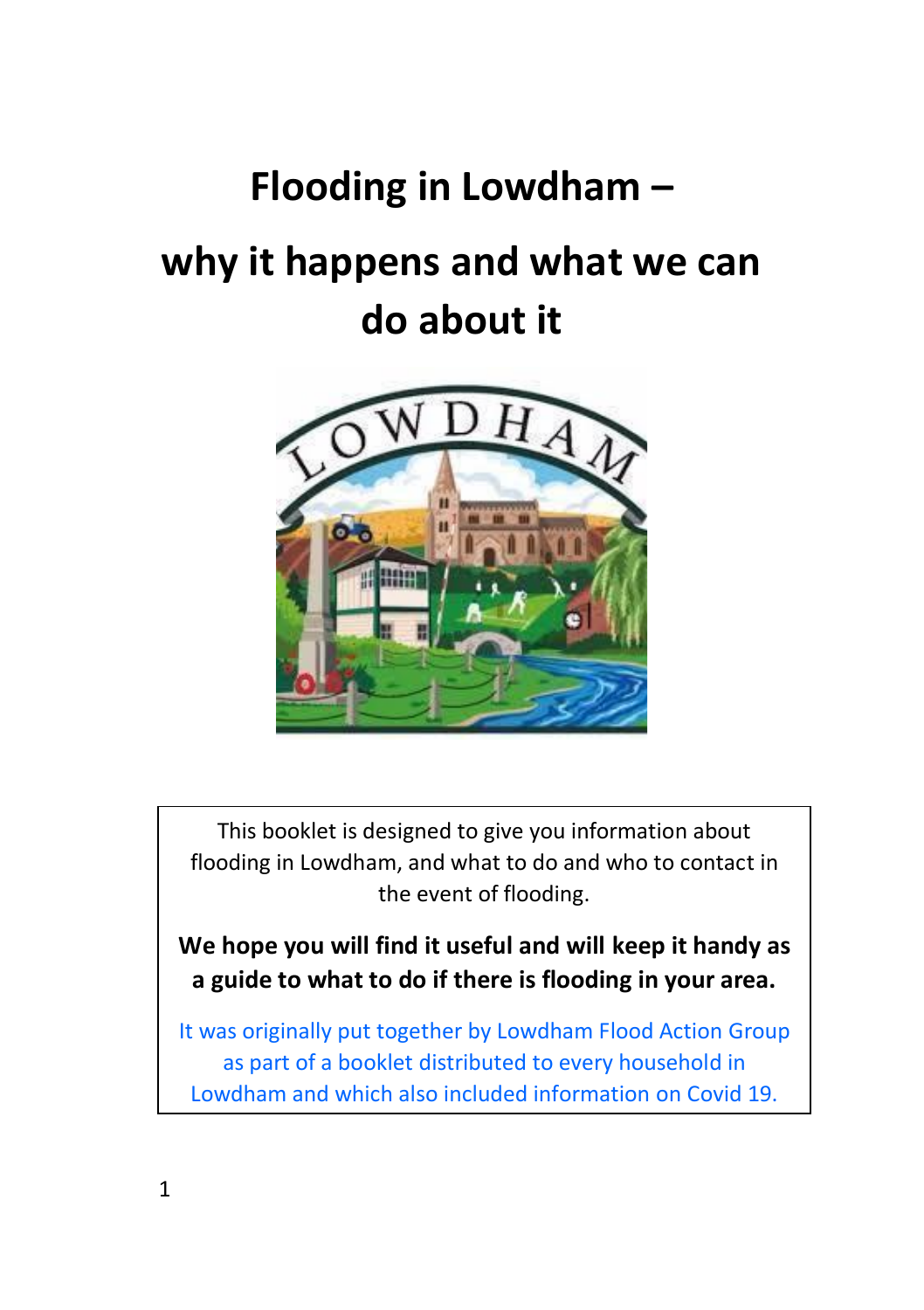# Flooding in Lowdham – why it happens and what we can do about it

This booklet is designed to give you information about flooding in Lowdham, and what to do and who to contact in the event of flooding.

**We hope you will find it useful and will keep it handy as a guide to what to do if there is flooding in your area.**

It was originally put together by Lowdham Flood Action Group as part of a booklet distributed to every household in Lowdham and which also included information on Covid 19.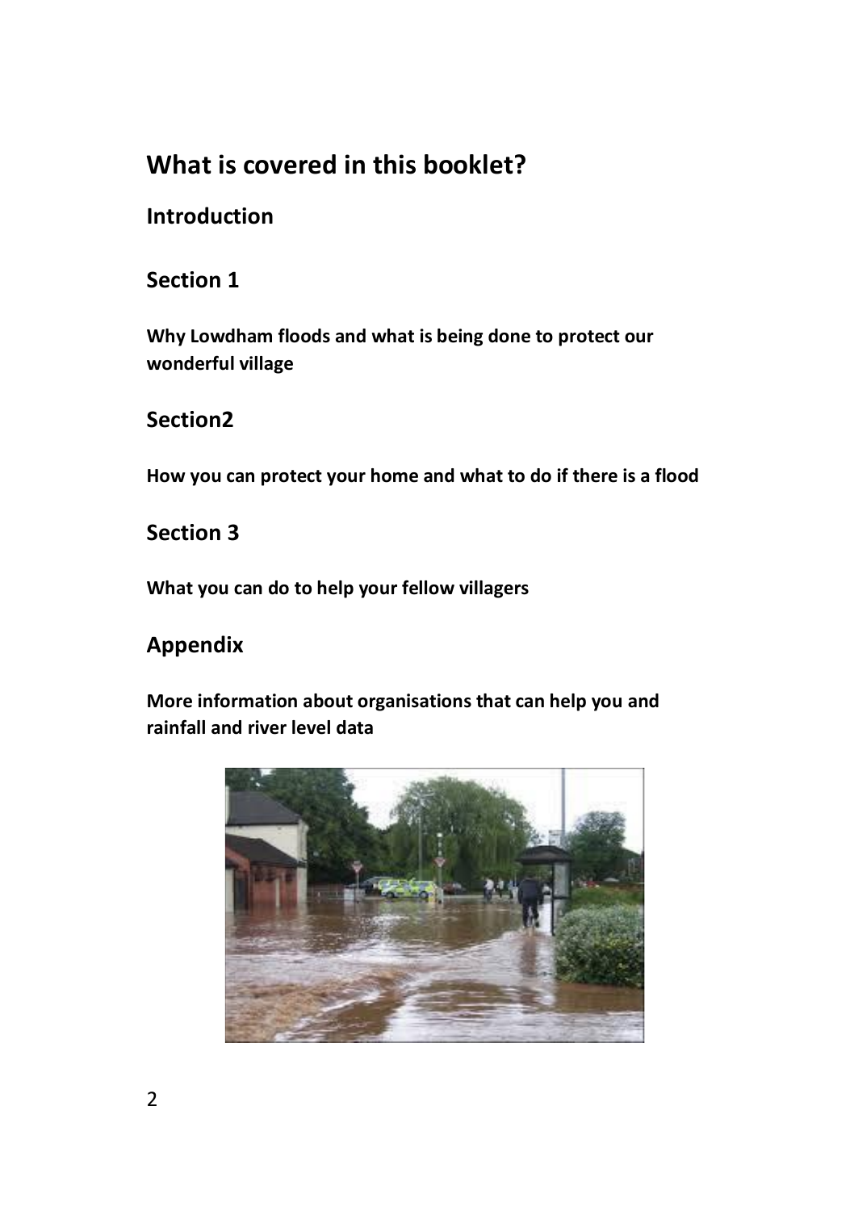# What is covered in this booklet?

## Introduction

## Section 1

**Why Lowdham floods and what is being done to protect our wonderful village**

## Section2

**How you can protect your home and what to do if there is a flood**

## Section 3

**What you can do to help your fellow villagers**

## Appendix

**More information about organisations that can help you and rainfall and river level data**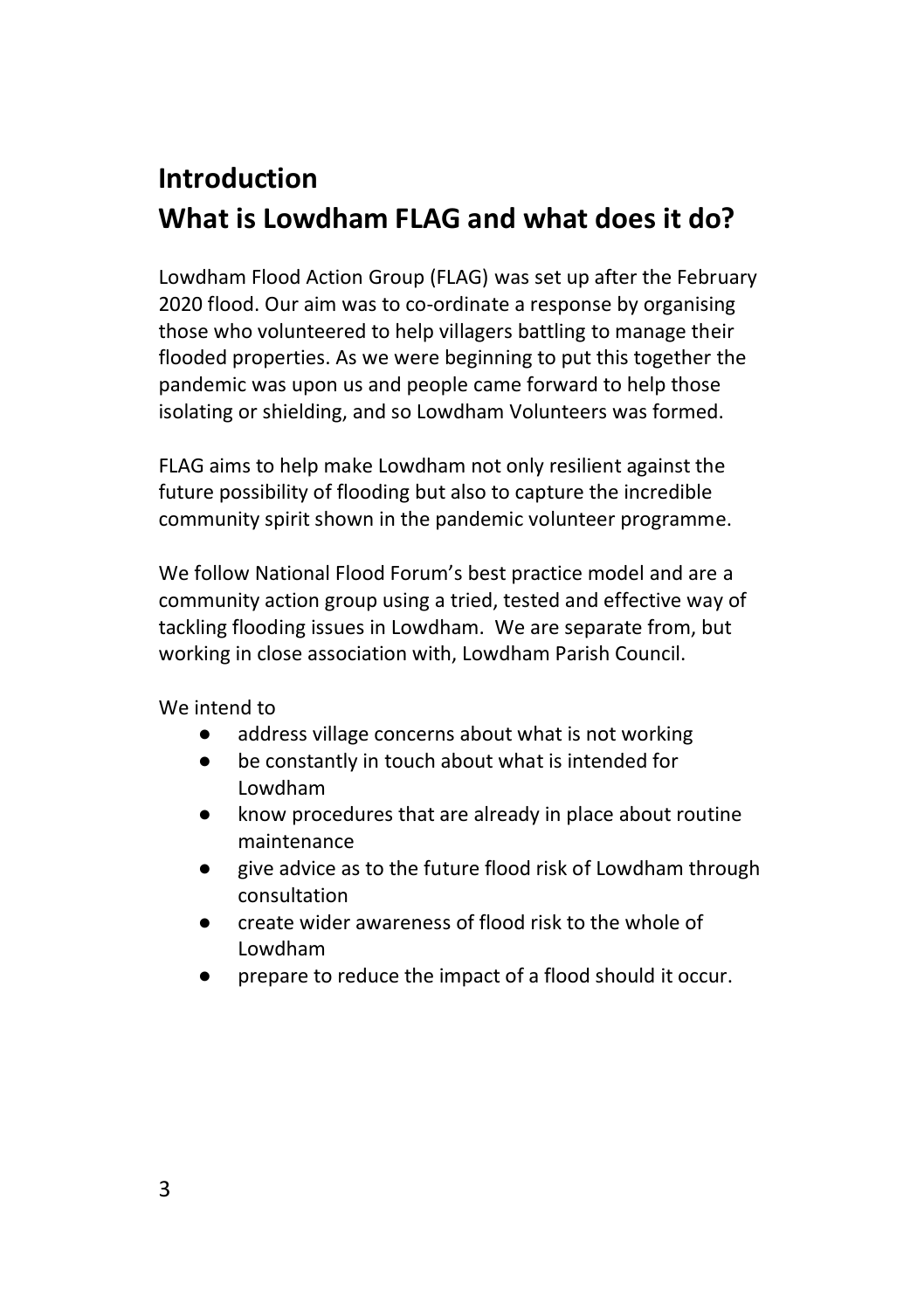# Introduction

# What is Lowdham FLAG and what does it do?

Lowdham Flood Action Group (FLAG) was set up after the February 2020 flood. Our aim was to co-ordinate a response by organising those who volunteered to help villagers battling to manage their flooded properties. As we were beginning to put this together the pandemic was upon us and people came forward to help those isolating or shielding, and so Lowdham Volunteers was formed.

FLAG aims to help make Lowdham not only resilient against the future possibility of flooding but also to capture the incredible community spirit shown in the pandemic volunteer programme.

We follow National Flood Forum's best practice model and are a community action group using a tried, tested and effective way of tackling flooding issues in Lowdham. We are separate from, but working in close association with, Lowdham Parish Council.

We intend to

- address village concerns about what is not working
- be constantly in touch about what is intended for Lowdham
- know procedures that are already in place about routine maintenance
- give advice as to the future flood risk of Lowdham through consultation
- create wider awareness of flood risk to the whole of Lowdham
- prepare to reduce the impact of a flood should it occur.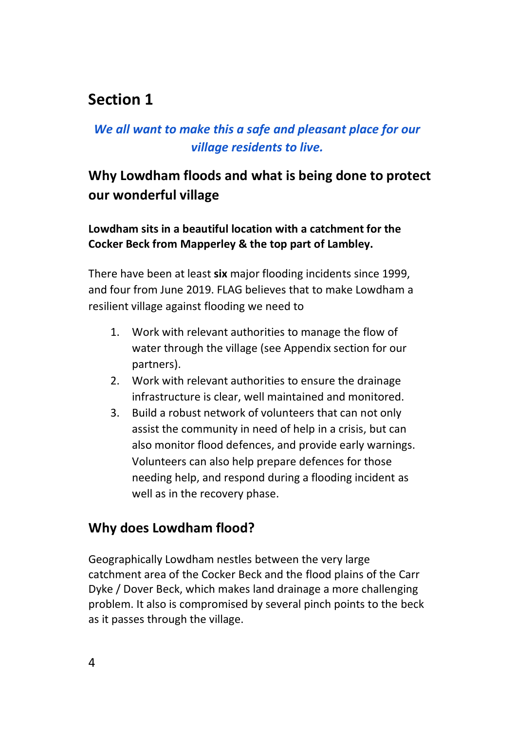## Section 1

*We all want to make this a safe and pleasant place for our village residents to live.*

### Why Lowdham floods and what is being done to protect our wonderful village

**Lowdham sits in a beautiful location with a catchment for the Cocker Beck from Mapperley & the top part of Lambley.**

There have been at least **six** major flooding incidents since 1999, and four from June 2019. FLAG believes that to make Lowdham a resilient village against flooding we need to

1. Work with relevant authorities to manage the flow of water through the village (see Appendix section for our partners).
2. Work with relevant authorities to ensure the drainage infrastructure is clear, well maintained and monitored.
3. Build a robust network of volunteers that can not only assist the community in need of help in a crisis, but can also monitor flood defences, and provide early warnings. Volunteers can also help prepare defences for those needing help, and respond during a flooding incident as well as in the recovery phase.

### Why does Lowdham flood?

Geographically Lowdham nestles between the very large catchment area of the Cocker Beck and the flood plains of the Carr Dyke / Dover Beck, which makes land drainage a more challenging problem. It also is compromised by several pinch points to the beck as it passes through the village.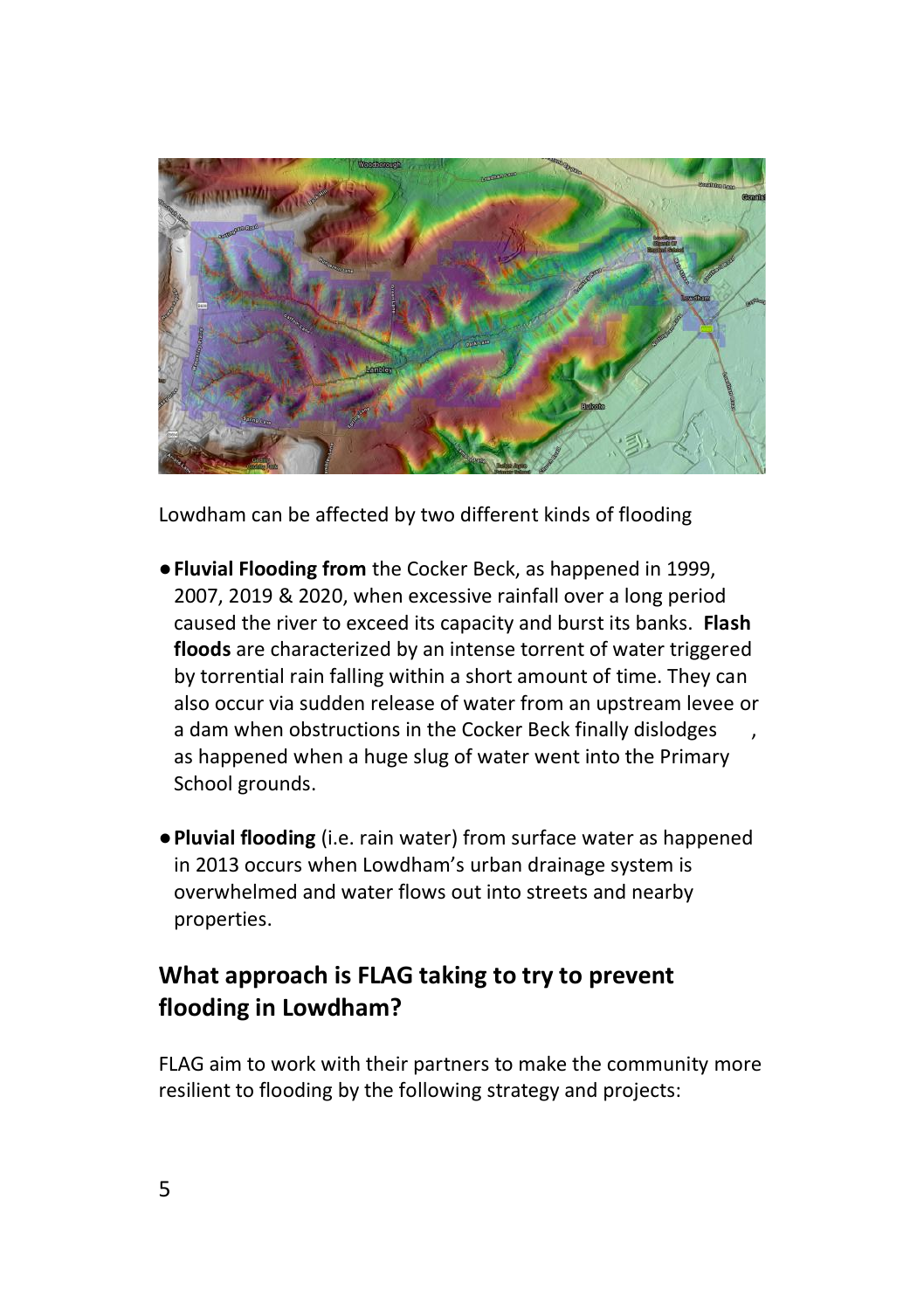Lowdham can be affected by two different kinds of flooding

- **Fluvial Flooding from** the Cocker Beck, as happened in 1999, 2007, 2019 & 2020, when excessive rainfall over a long period caused the river to exceed its capacity and burst its banks. **Flash floods** are characterized by an intense torrent of water triggered by torrential rain falling within a short amount of time. They can also occur via sudden release of water from an upstream levee or a dam when obstructions in the Cocker Beck finally dislodges , as happened when a huge slug of water went into the Primary School grounds.

- **Pluvial flooding** (i.e. rain water) from surface water as happened in 2013 occurs when Lowdham's urban drainage system is overwhelmed and water flows out into streets and nearby properties.

## What approach is FLAG taking to try to prevent flooding in Lowdham?

FLAG aim to work with their partners to make the community more resilient to flooding by the following strategy and projects: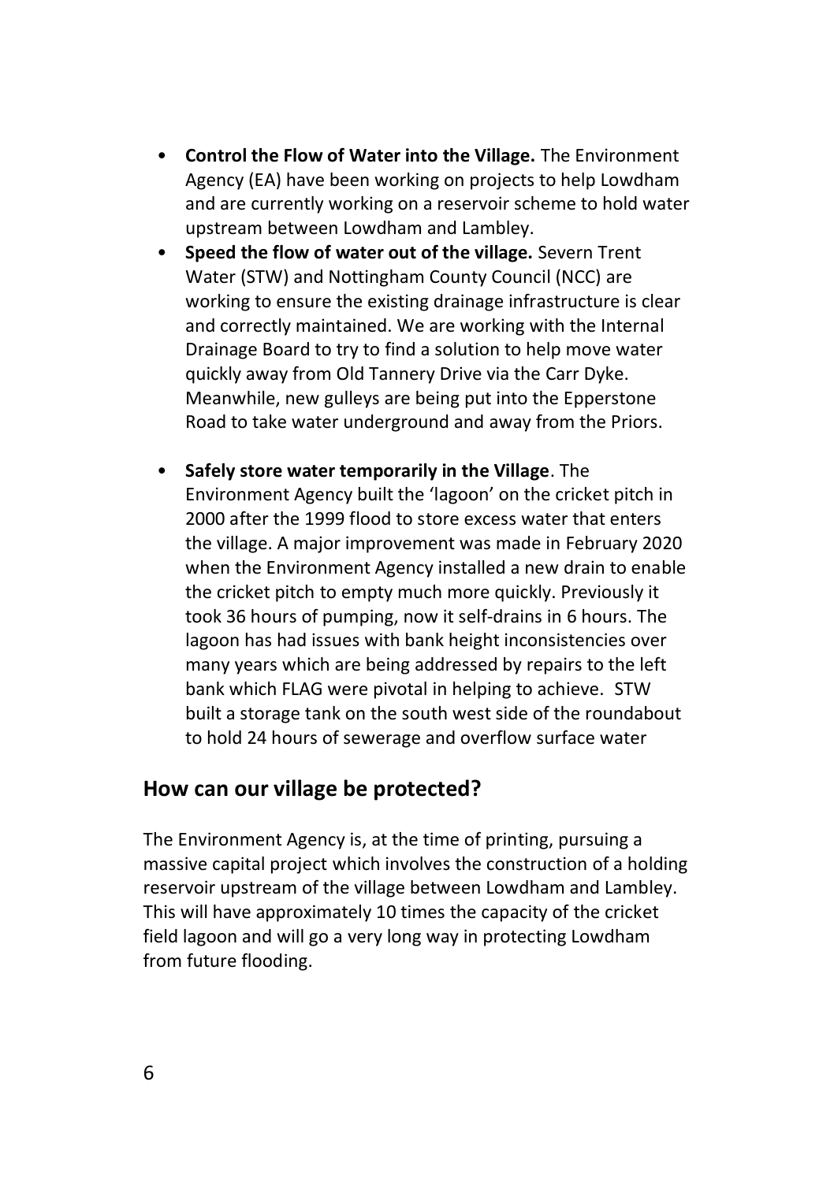- **Control the Flow of Water into the Village.** The Environment Agency (EA) have been working on projects to help Lowdham and are currently working on a reservoir scheme to hold water upstream between Lowdham and Lambley.
- **Speed the flow of water out of the village.** Severn Trent Water (STW) and Nottingham County Council (NCC) are working to ensure the existing drainage infrastructure is clear and correctly maintained. We are working with the Internal Drainage Board to try to find a solution to help move water quickly away from Old Tannery Drive via the Carr Dyke. Meanwhile, new gulleys are being put into the Epperstone Road to take water underground and away from the Priors.

- **Safely store water temporarily in the Village**. The Environment Agency built the 'lagoon' on the cricket pitch in 2000 after the 1999 flood to store excess water that enters the village. A major improvement was made in February 2020 when the Environment Agency installed a new drain to enable the cricket pitch to empty much more quickly. Previously it took 36 hours of pumping, now it self-drains in 6 hours. The lagoon has had issues with bank height inconsistencies over many years which are being addressed by repairs to the left bank which FLAG were pivotal in helping to achieve. STW built a storage tank on the south west side of the roundabout to hold 24 hours of sewerage and overflow surface water

## How can our village be protected?

The Environment Agency is, at the time of printing, pursuing a massive capital project which involves the construction of a holding reservoir upstream of the village between Lowdham and Lambley. This will have approximately 10 times the capacity of the cricket field lagoon and will go a very long way in protecting Lowdham from future flooding.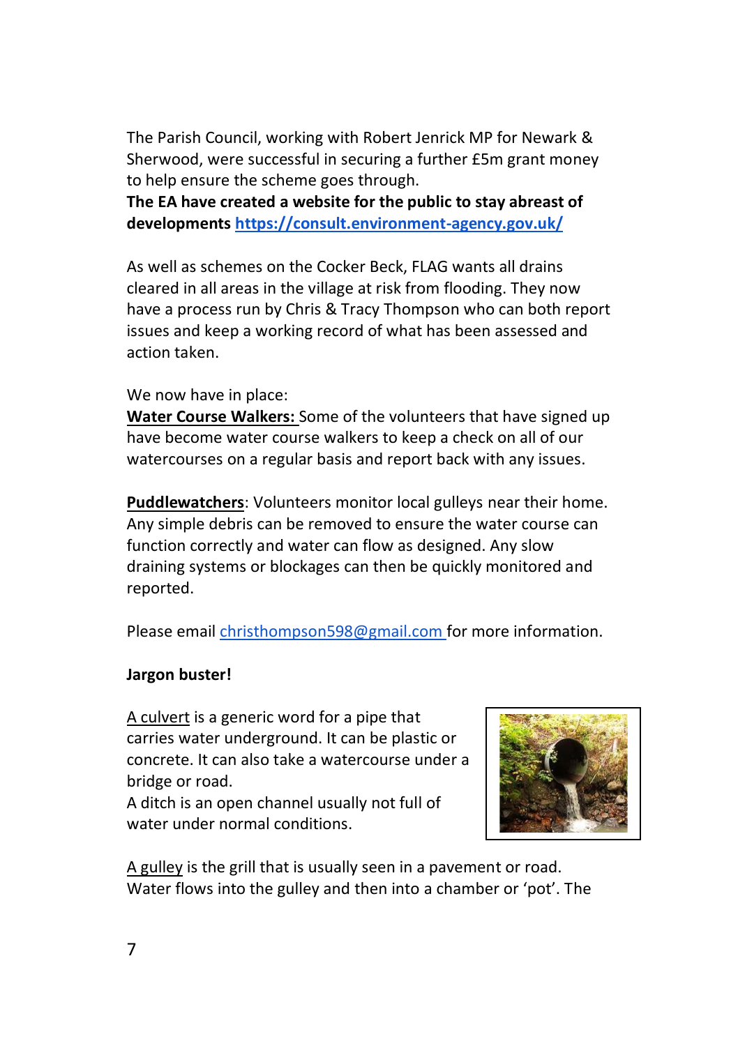The Parish Council, working with Robert Jenrick MP for Newark & Sherwood, were successful in securing a further £5m grant money to help ensure the scheme goes through.

**The EA have created a website for the public to stay abreast of developments [https://consult.environment-agency.gov.uk/](https://consult.environment-agency.gov.uk/)**

As well as schemes on the Cocker Beck, FLAG wants all drains cleared in all areas in the village at risk from flooding. They now have a process run by Chris & Tracy Thompson who can both report issues and keep a working record of what has been assessed and action taken.

We now have in place:

**Water Course Walkers:** Some of the volunteers that have signed up have become water course walkers to keep a check on all of our watercourses on a regular basis and report back with any issues.

**Puddlewatchers**: Volunteers monitor local gulleys near their home. Any simple debris can be removed to ensure the water course can function correctly and water can flow as designed. Any slow draining systems or blockages can then be quickly monitored and reported.

Please email [christhompson598@gmail.com](mailto:christhompson598@gmail.com) for more information.

**Jargon buster!**

A culvert is a generic word for a pipe that carries water underground. It can be plastic or concrete. It can also take a watercourse under a bridge or road.

A ditch is an open channel usually not full of water under normal conditions.

A gulley is the grill that is usually seen in a pavement or road. Water flows into the gulley and then into a chamber or 'pot'. The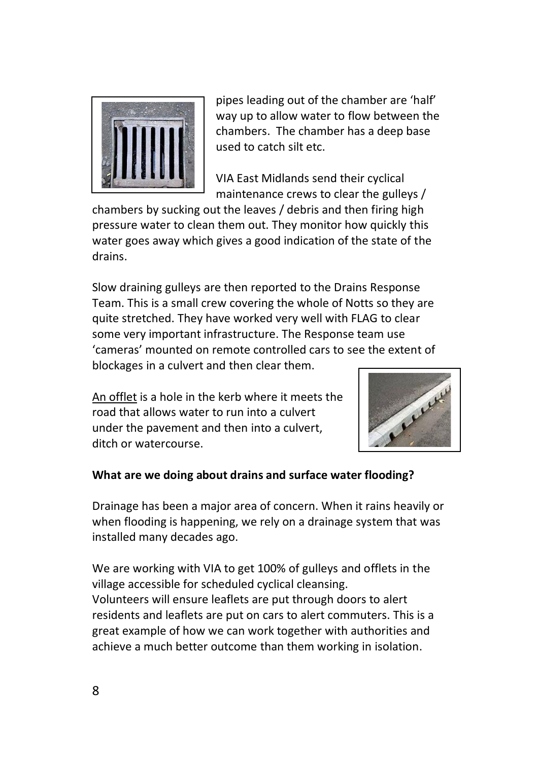pipes leading out of the chamber are 'half' way up to allow water to flow between the chambers. The chamber has a deep base used to catch silt etc.

VIA East Midlands send their cyclical maintenance crews to clear the gulleys / chambers by sucking out the leaves / debris and then firing high pressure water to clean them out. They monitor how quickly this water goes away which gives a good indication of the state of the drains.

Slow draining gulleys are then reported to the Drains Response Team. This is a small crew covering the whole of Notts so they are quite stretched. They have worked very well with FLAG to clear some very important infrastructure. The Response team use 'cameras' mounted on remote controlled cars to see the extent of blockages in a culvert and then clear them.

An offlet is a hole in the kerb where it meets the road that allows water to run into a culvert under the pavement and then into a culvert, ditch or watercourse.

**What are we doing about drains and surface water flooding?**

Drainage has been a major area of concern. When it rains heavily or when flooding is happening, we rely on a drainage system that was installed many decades ago.

We are working with VIA to get 100% of gulleys and offlets in the village accessible for scheduled cyclical cleansing.
Volunteers will ensure leaflets are put through doors to alert residents and leaflets are put on cars to alert commuters. This is a great example of how we can work together with authorities and achieve a much better outcome than them working in isolation.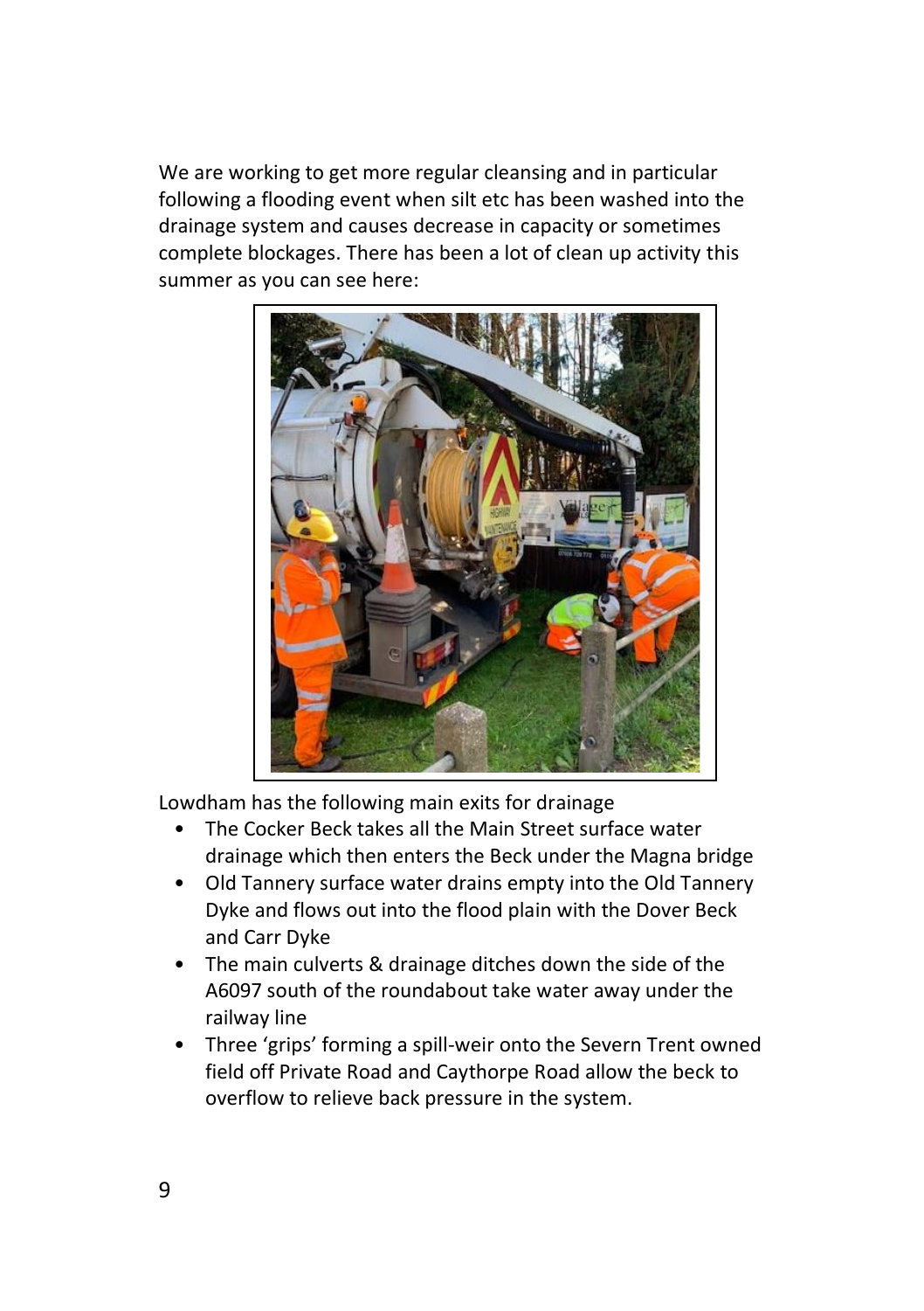We are working to get more regular cleansing and in particular following a flooding event when silt etc has been washed into the drainage system and causes decrease in capacity or sometimes complete blockages. There has been a lot of clean up activity this summer as you can see here:

Lowdham has the following main exits for drainage

- The Cocker Beck takes all the Main Street surface water drainage which then enters the Beck under the Magna bridge
- Old Tannery surface water drains empty into the Old Tannery Dyke and flows out into the flood plain with the Dover Beck and Carr Dyke
- The main culverts & drainage ditches down the side of the A6097 south of the roundabout take water away under the railway line
- Three 'grips' forming a spill-weir onto the Severn Trent owned field off Private Road and Caythorpe Road allow the beck to overflow to relieve back pressure in the system.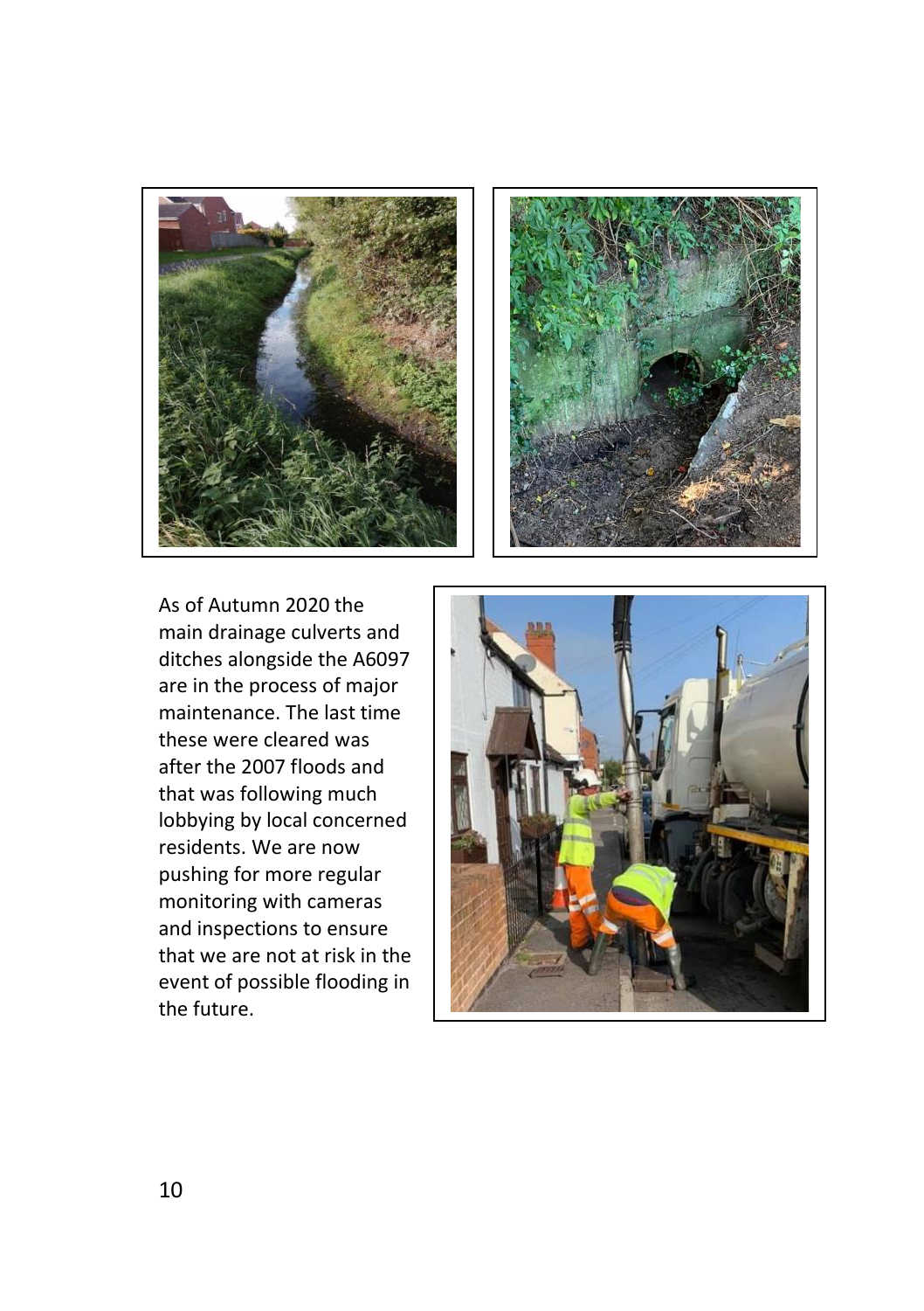As of Autumn 2020 the main drainage culverts and ditches alongside the A6097 are in the process of major maintenance. The last time these were cleared was after the 2007 floods and that was following much lobbying by local concerned residents. We are now pushing for more regular monitoring with cameras and inspections to ensure that we are not at risk in the event of possible flooding in the future.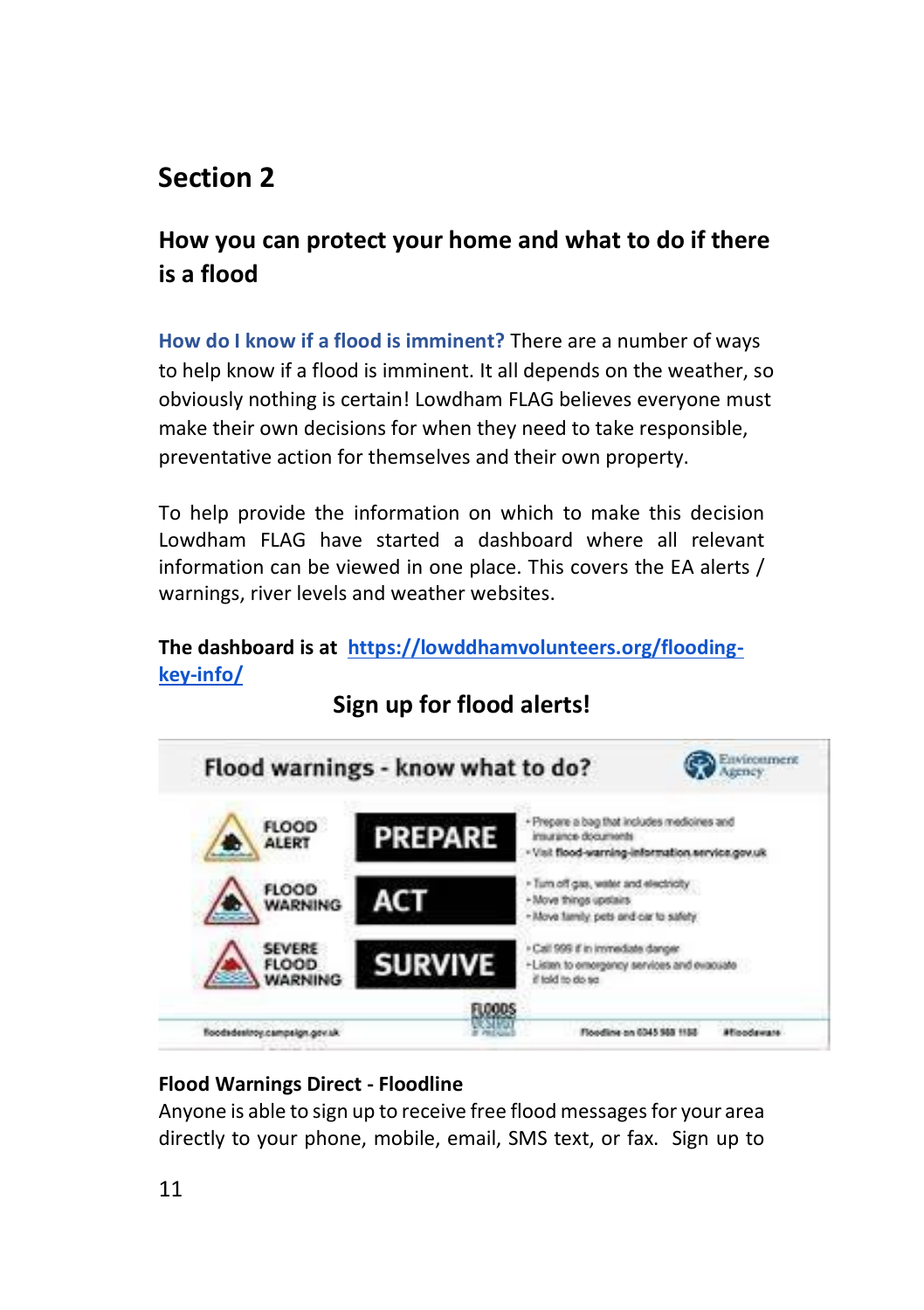## Section 2

### How you can protect your home and what to do if there is a flood

**How do I know if a flood is imminent?** There are a number of ways to help know if a flood is imminent. It all depends on the weather, so obviously nothing is certain! Lowdham FLAG believes everyone must make their own decisions for when they need to take responsible, preventative action for themselves and their own property.

To help provide the information on which to make this decision Lowdham FLAG have started a dashboard where all relevant information can be viewed in one place. This covers the EA alerts / warnings, river levels and weather websites.

**The dashboard is at** https://lowddhamvolunteers.org/flooding-key-info/

**Sign up for flood alerts!**

**Flood warnings - know what to do?** Environment Agency

| | | |
|---|---|---|
| FLOOD ALERT | PREPARE | • Prepare a bag that includes medicines and insurance documents<br>• Visit flood-warning-information.service.gov.uk |
| FLOOD WARNING | ACT | • Turn off gas, water and electricity<br>• Move things upstairs<br>• Move family, pets and car to safety |
| SEVERE FLOOD WARNING | SURVIVE | • Call 999 if in immediate danger<br>• Listen to emergency services and evacuate if told to do so |

floodsdestroy.campaign.gov.uk FLOODS DESTROY Floodline on 0345 988 1188 #floodaware

**Flood Warnings Direct - Floodline**

Anyone is able to sign up to receive free flood messages for your area directly to your phone, mobile, email, SMS text, or fax. Sign up to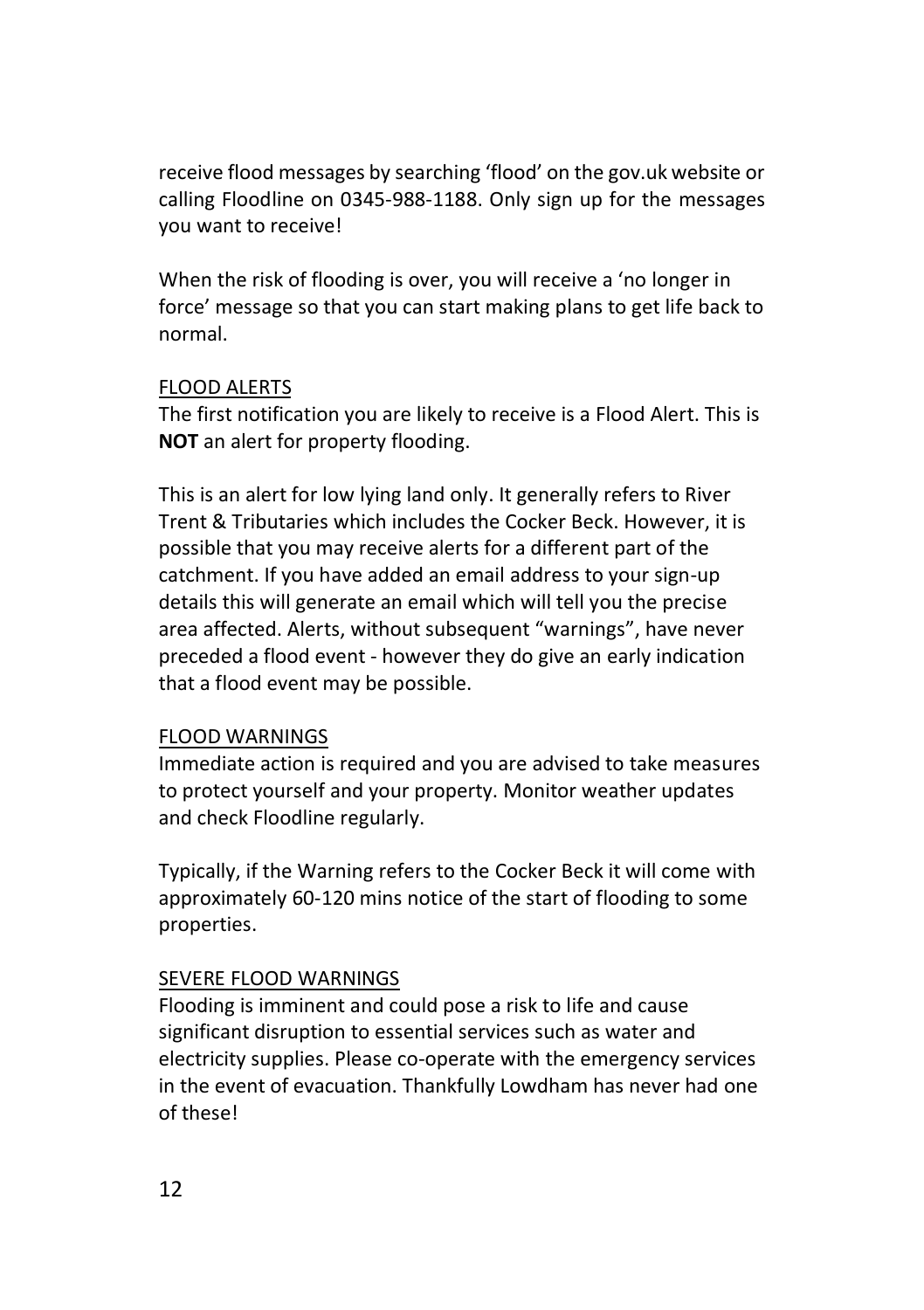receive flood messages by searching 'flood' on the gov.uk website or calling Floodline on 0345-988-1188. Only sign up for the messages you want to receive!

When the risk of flooding is over, you will receive a 'no longer in force' message so that you can start making plans to get life back to normal.

## FLOOD ALERTS

The first notification you are likely to receive is a Flood Alert. This is **NOT** an alert for property flooding.

This is an alert for low lying land only. It generally refers to River Trent & Tributaries which includes the Cocker Beck. However, it is possible that you may receive alerts for a different part of the catchment. If you have added an email address to your sign-up details this will generate an email which will tell you the precise area affected. Alerts, without subsequent "warnings", have never preceded a flood event - however they do give an early indication that a flood event may be possible.

## FLOOD WARNINGS

Immediate action is required and you are advised to take measures to protect yourself and your property. Monitor weather updates and check Floodline regularly.

Typically, if the Warning refers to the Cocker Beck it will come with approximately 60-120 mins notice of the start of flooding to some properties.

## SEVERE FLOOD WARNINGS

Flooding is imminent and could pose a risk to life and cause significant disruption to essential services such as water and electricity supplies. Please co-operate with the emergency services in the event of evacuation. Thankfully Lowdham has never had one of these!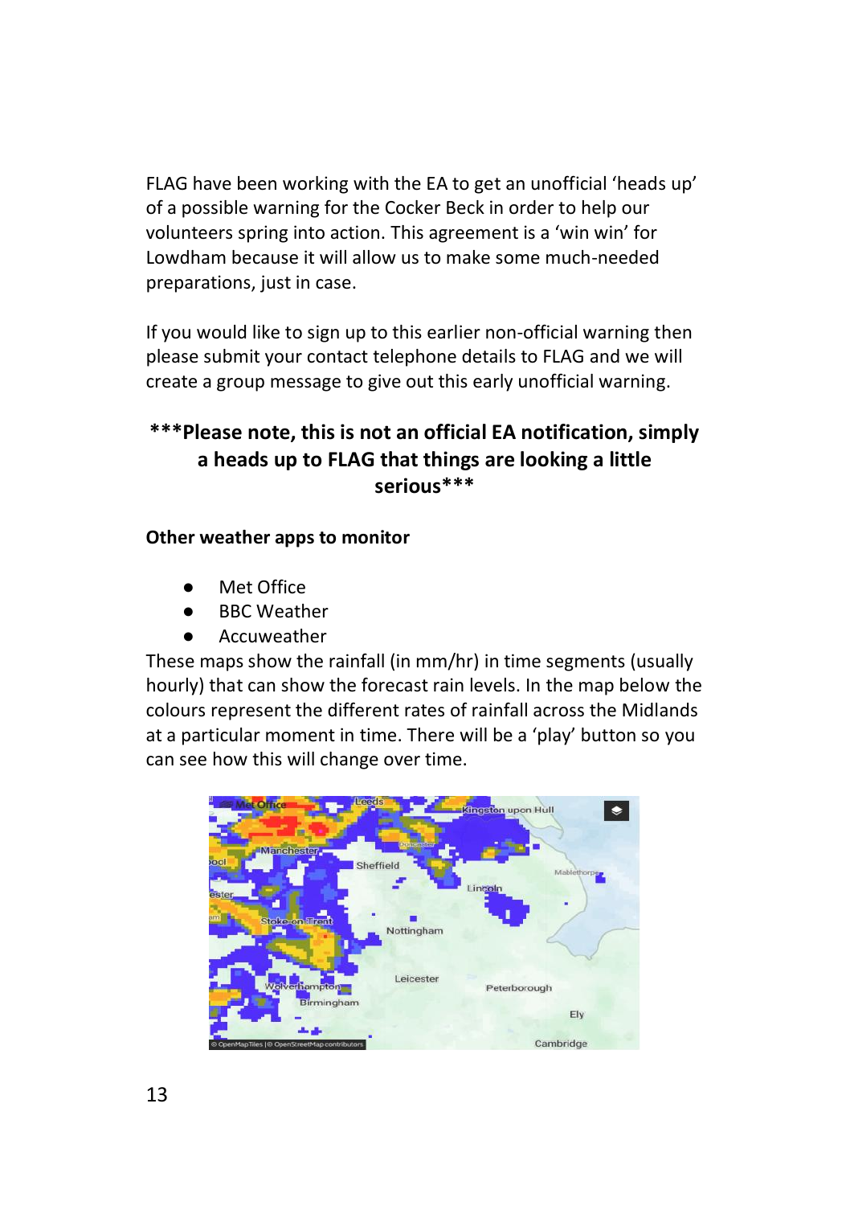FLAG have been working with the EA to get an unofficial 'heads up' of a possible warning for the Cocker Beck in order to help our volunteers spring into action. This agreement is a 'win win' for Lowdham because it will allow us to make some much-needed preparations, just in case.

If you would like to sign up to this earlier non-official warning then please submit your contact telephone details to FLAG and we will create a group message to give out this early unofficial warning.

**\*\*\*Please note, this is not an official EA notification, simply a heads up to FLAG that things are looking a little serious\*\*\***

**Other weather apps to monitor**

- Met Office
- BBC Weather
- Accuweather

These maps show the rainfall (in mm/hr) in time segments (usually hourly) that can show the forecast rain levels. In the map below the colours represent the different rates of rainfall across the Midlands at a particular moment in time. There will be a 'play' button so you can see how this will change over time.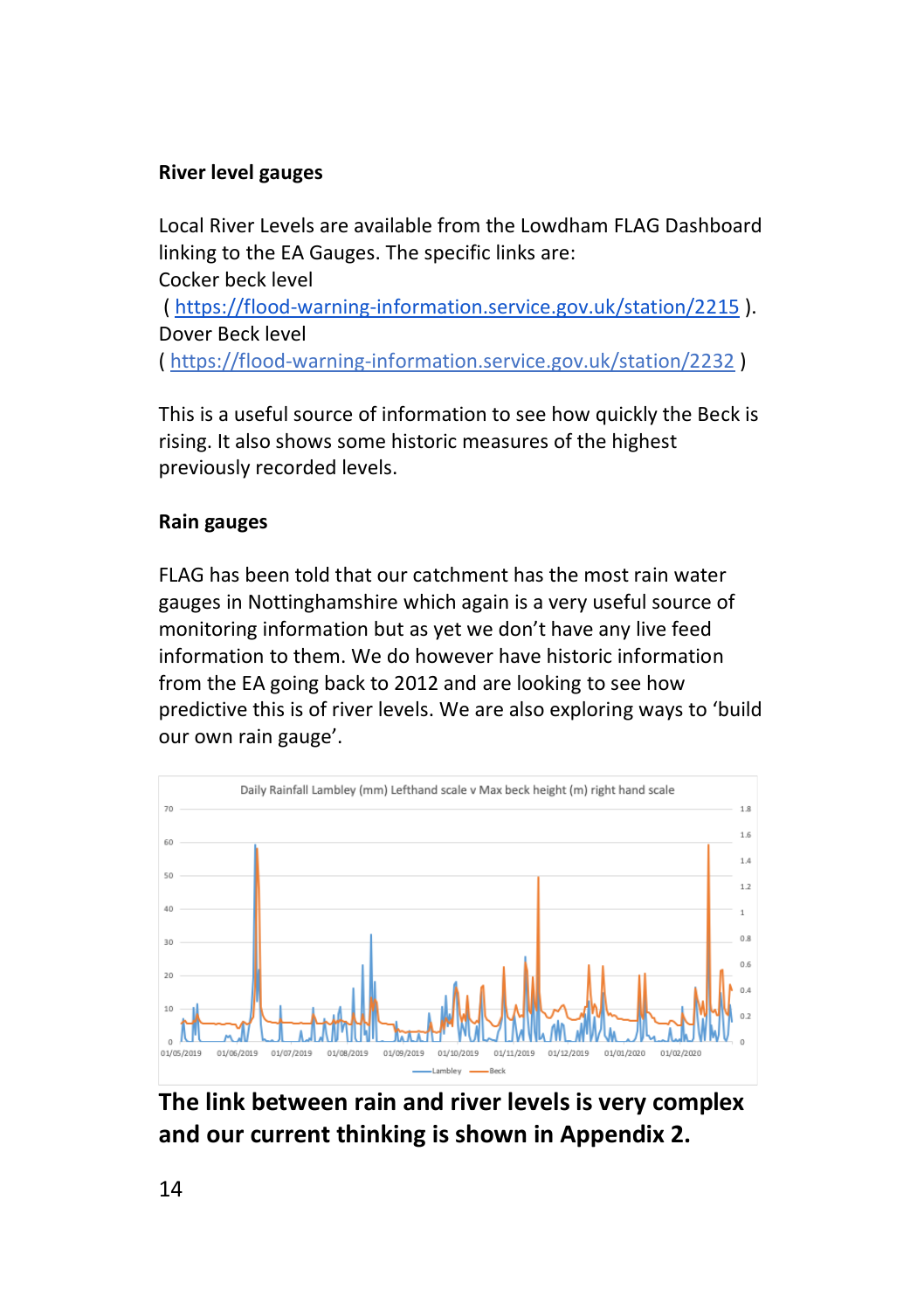**River level gauges**

Local River Levels are available from the Lowdham FLAG Dashboard linking to the EA Gauges. The specific links are:
Cocker beck level
( https://flood-warning-information.service.gov.uk/station/2215 ).
Dover Beck level
( https://flood-warning-information.service.gov.uk/station/2232 )

This is a useful source of information to see how quickly the Beck is rising. It also shows some historic measures of the highest previously recorded levels.

**Rain gauges**

FLAG has been told that our catchment has the most rain water gauges in Nottinghamshire which again is a very useful source of monitoring information but as yet we don't have any live feed information to them. We do however have historic information from the EA going back to 2012 and are looking to see how predictive this is of river levels. We are also exploring ways to 'build our own rain gauge'.

Daily Rainfall Lambley (mm) Lefthand scale v Max beck height (m) right hand scale

**The link between rain and river levels is very complex and our current thinking is shown in Appendix 2.**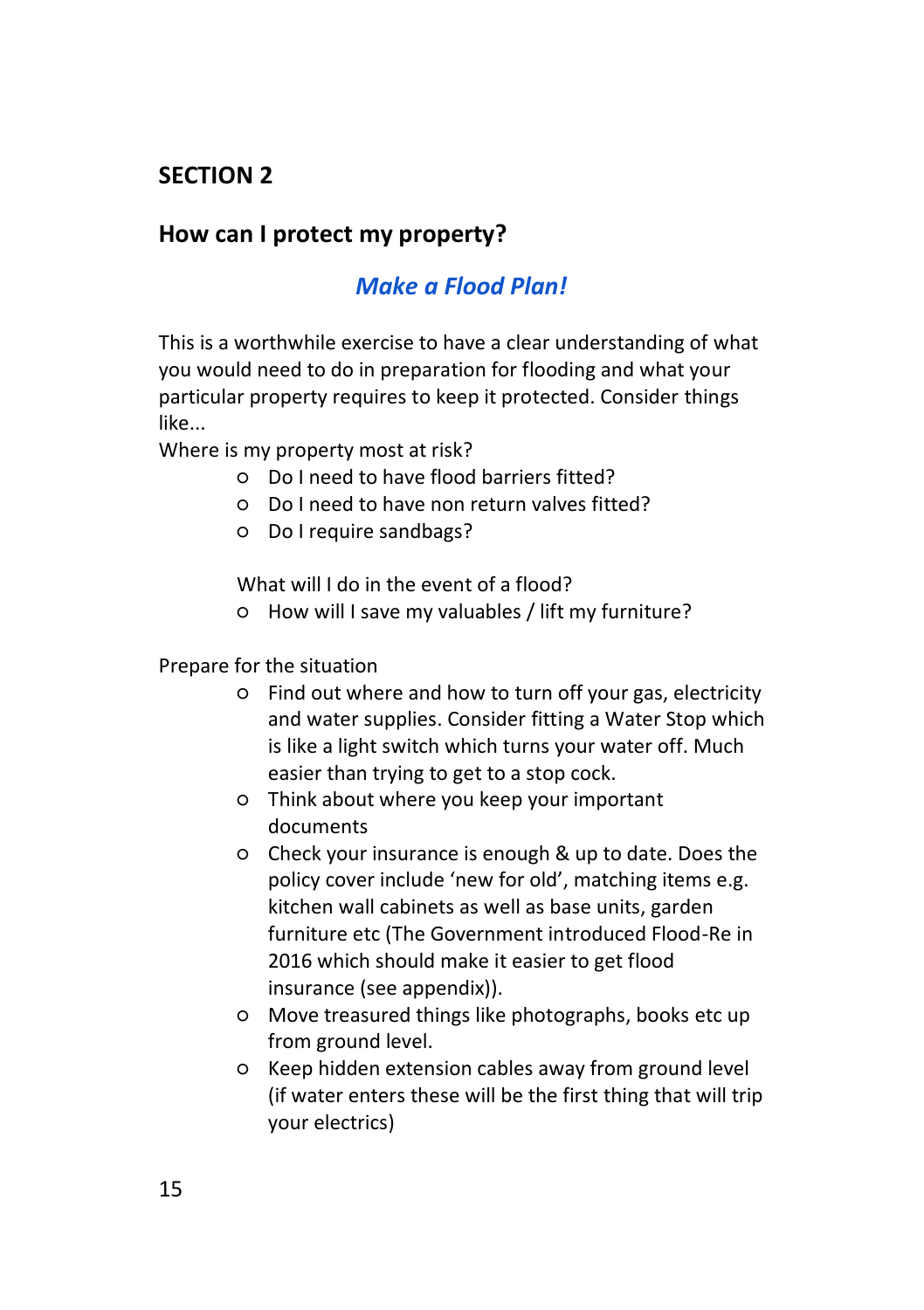## SECTION 2

### How can I protect my property?

### *Make a Flood Plan!*

This is a worthwhile exercise to have a clear understanding of what you would need to do in preparation for flooding and what your particular property requires to keep it protected. Consider things like...

Where is my property most at risk?

- Do I need to have flood barriers fitted?
- Do I need to have non return valves fitted?
- Do I require sandbags?

What will I do in the event of a flood?

- How will I save my valuables / lift my furniture?

Prepare for the situation

- Find out where and how to turn off your gas, electricity and water supplies. Consider fitting a Water Stop which is like a light switch which turns your water off. Much easier than trying to get to a stop cock.
- Think about where you keep your important documents
- Check your insurance is enough & up to date. Does the policy cover include 'new for old', matching items e.g. kitchen wall cabinets as well as base units, garden furniture etc (The Government introduced Flood-Re in 2016 which should make it easier to get flood insurance (see appendix)).
- Move treasured things like photographs, books etc up from ground level.
- Keep hidden extension cables away from ground level (if water enters these will be the first thing that will trip your electrics)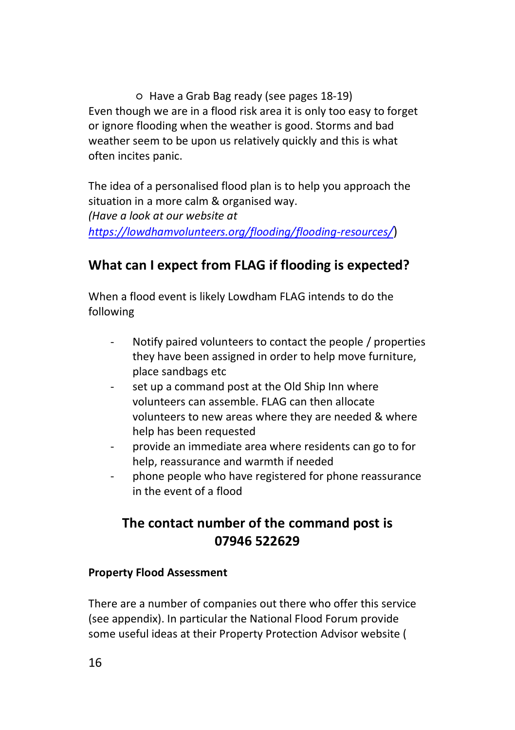- Have a Grab Bag ready (see pages 18-19)

Even though we are in a flood risk area it is only too easy to forget or ignore flooding when the weather is good. Storms and bad weather seem to be upon us relatively quickly and this is what often incites panic.

The idea of a personalised flood plan is to help you approach the situation in a more calm & organised way.
*(Have a look at our website at [https://lowdhamvolunteers.org/flooding/flooding-resources/](https://lowdhamvolunteers.org/flooding/flooding-resources/)*)

## What can I expect from FLAG if flooding is expected?

When a flood event is likely Lowdham FLAG intends to do the following

- Notify paired volunteers to contact the people / properties they have been assigned in order to help move furniture, place sandbags etc
- set up a command post at the Old Ship Inn where volunteers can assemble. FLAG can then allocate volunteers to new areas where they are needed & where help has been requested
- provide an immediate area where residents can go to for help, reassurance and warmth if needed
- phone people who have registered for phone reassurance in the event of a flood

## The contact number of the command post is 07946 522629

**Property Flood Assessment**

There are a number of companies out there who offer this service (see appendix). In particular the National Flood Forum provide some useful ideas at their Property Protection Advisor website (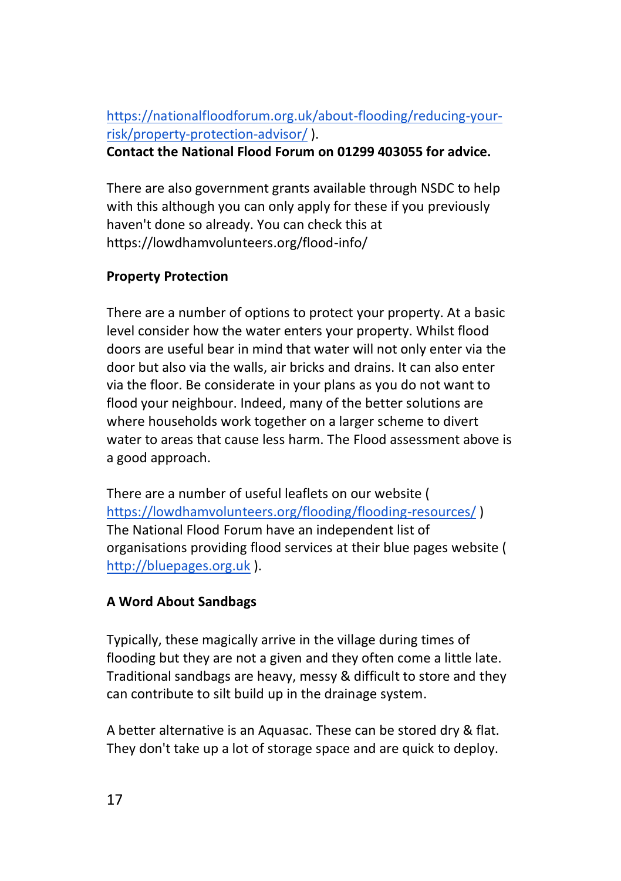https://nationalfloodforum.org.uk/about-flooding/reducing-your-risk/property-protection-advisor/ ).
**Contact the National Flood Forum on 01299 403055 for advice.**

There are also government grants available through NSDC to help with this although you can only apply for these if you previously haven't done so already. You can check this at https://lowdhamvolunteers.org/flood-info/

**Property Protection**

There are a number of options to protect your property. At a basic level consider how the water enters your property. Whilst flood doors are useful bear in mind that water will not only enter via the door but also via the walls, air bricks and drains. It can also enter via the floor. Be considerate in your plans as you do not want to flood your neighbour. Indeed, many of the better solutions are where households work together on a larger scheme to divert water to areas that cause less harm. The Flood assessment above is a good approach.

There are a number of useful leaflets on our website ( https://lowdhamvolunteers.org/flooding/flooding-resources/ ) The National Flood Forum have an independent list of organisations providing flood services at their blue pages website ( http://bluepages.org.uk ).

**A Word About Sandbags**

Typically, these magically arrive in the village during times of flooding but they are not a given and they often come a little late. Traditional sandbags are heavy, messy & difficult to store and they can contribute to silt build up in the drainage system.

A better alternative is an Aquasac. These can be stored dry & flat. They don't take up a lot of storage space and are quick to deploy.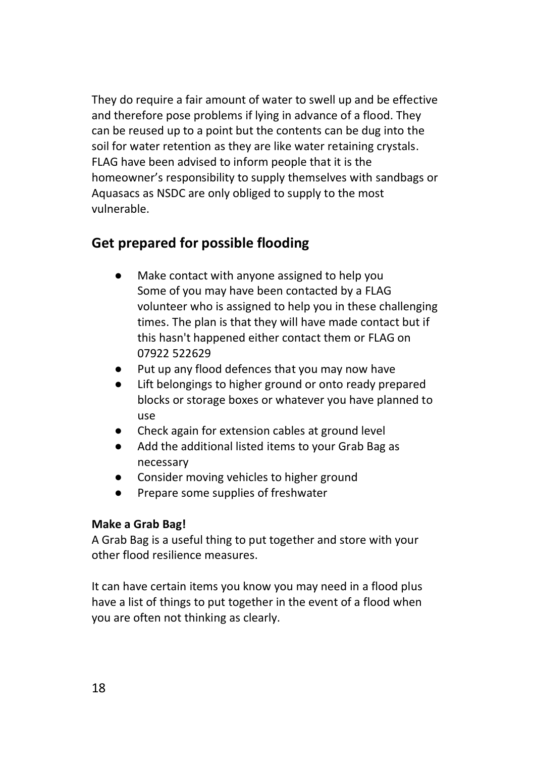They do require a fair amount of water to swell up and be effective and therefore pose problems if lying in advance of a flood. They can be reused up to a point but the contents can be dug into the soil for water retention as they are like water retaining crystals. FLAG have been advised to inform people that it is the homeowner's responsibility to supply themselves with sandbags or Aquasacs as NSDC are only obliged to supply to the most vulnerable.

## Get prepared for possible flooding

- Make contact with anyone assigned to help you
  Some of you may have been contacted by a FLAG volunteer who is assigned to help you in these challenging times. The plan is that they will have made contact but if this hasn't happened either contact them or FLAG on 07922 522629
- Put up any flood defences that you may now have
- Lift belongings to higher ground or onto ready prepared blocks or storage boxes or whatever you have planned to use
- Check again for extension cables at ground level
- Add the additional listed items to your Grab Bag as necessary
- Consider moving vehicles to higher ground
- Prepare some supplies of freshwater

**Make a Grab Bag!**

A Grab Bag is a useful thing to put together and store with your other flood resilience measures.

It can have certain items you know you may need in a flood plus have a list of things to put together in the event of a flood when you are often not thinking as clearly.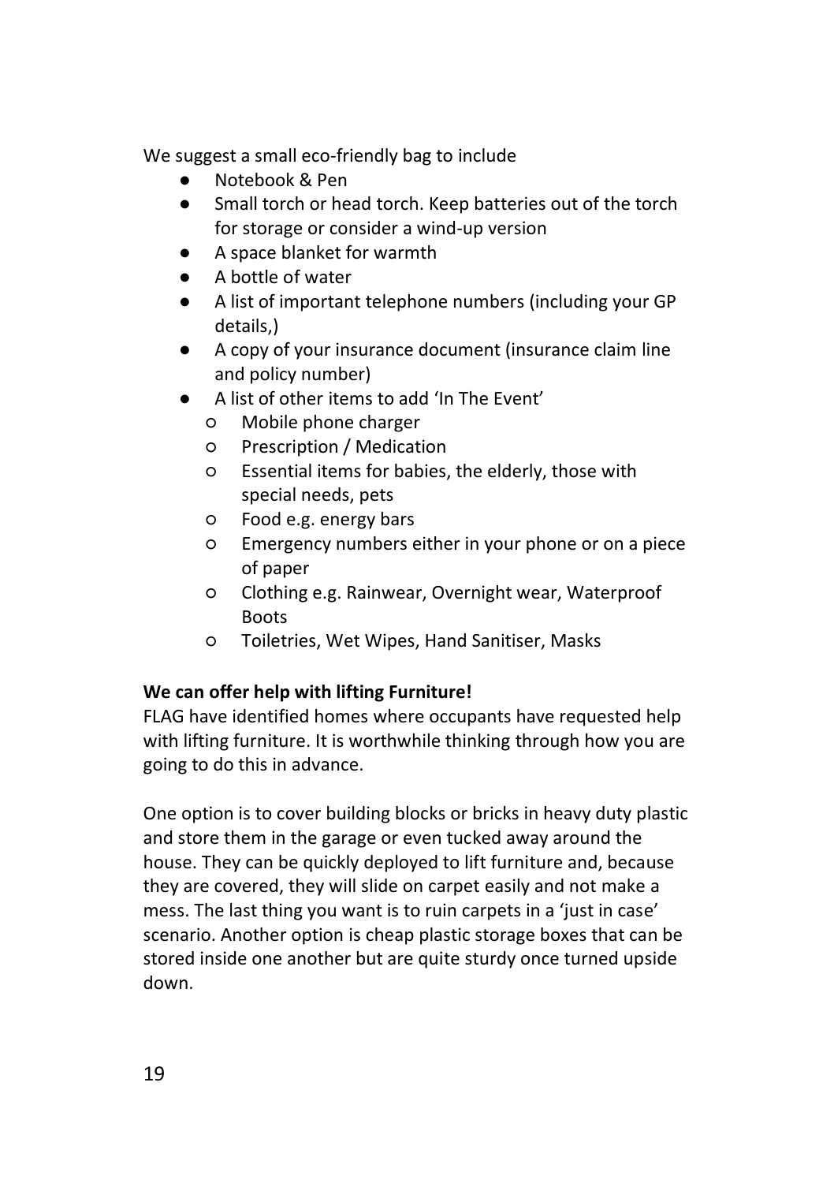We suggest a small eco-friendly bag to include

- Notebook & Pen
- Small torch or head torch. Keep batteries out of the torch for storage or consider a wind-up version
- A space blanket for warmth
- A bottle of water
- A list of important telephone numbers (including your GP details,)
- A copy of your insurance document (insurance claim line and policy number)
- A list of other items to add 'In The Event'
  - Mobile phone charger
  - Prescription / Medication
  - Essential items for babies, the elderly, those with special needs, pets
  - Food e.g. energy bars
  - Emergency numbers either in your phone or on a piece of paper
  - Clothing e.g. Rainwear, Overnight wear, Waterproof Boots
  - Toiletries, Wet Wipes, Hand Sanitiser, Masks

**We can offer help with lifting Furniture!**

FLAG have identified homes where occupants have requested help with lifting furniture. It is worthwhile thinking through how you are going to do this in advance.

One option is to cover building blocks or bricks in heavy duty plastic and store them in the garage or even tucked away around the house. They can be quickly deployed to lift furniture and, because they are covered, they will slide on carpet easily and not make a mess. The last thing you want is to ruin carpets in a 'just in case' scenario. Another option is cheap plastic storage boxes that can be stored inside one another but are quite sturdy once turned upside down.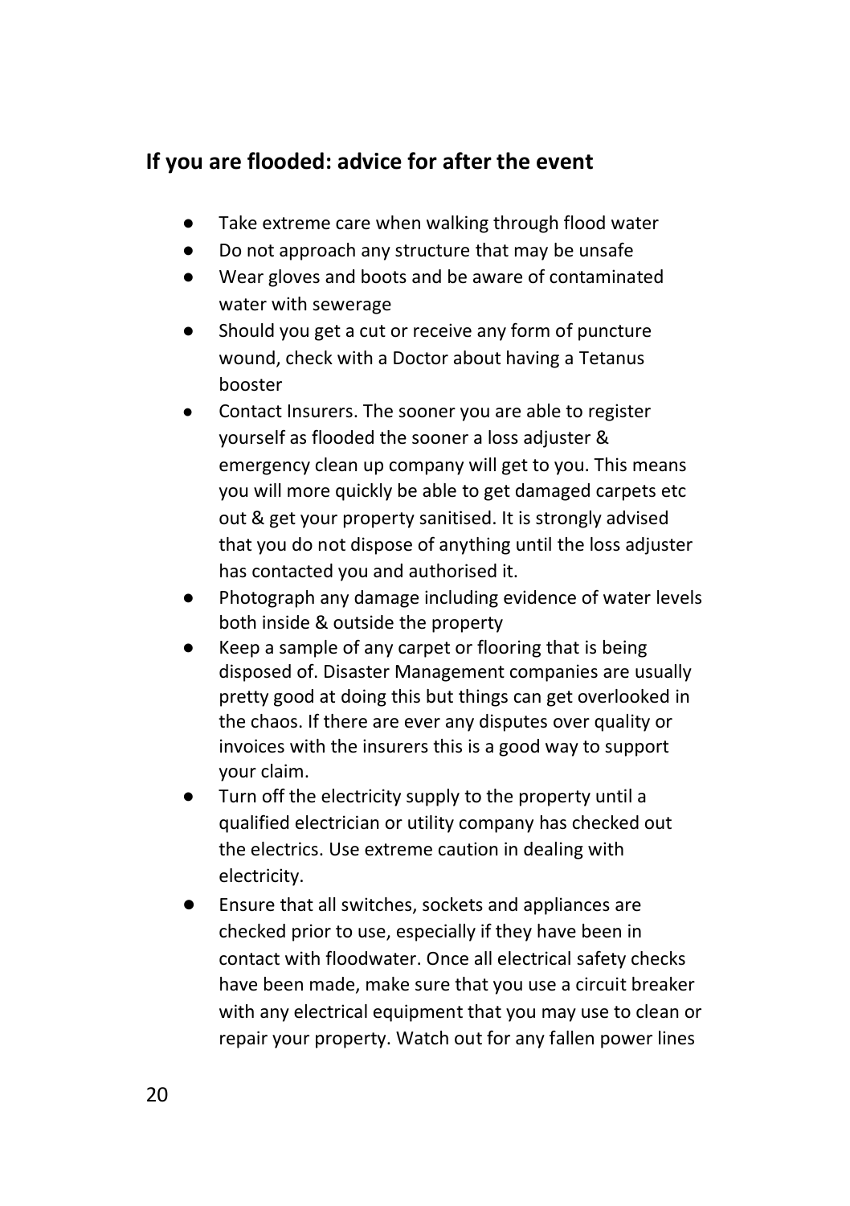## If you are flooded: advice for after the event

- Take extreme care when walking through flood water
- Do not approach any structure that may be unsafe
- Wear gloves and boots and be aware of contaminated water with sewerage
- Should you get a cut or receive any form of puncture wound, check with a Doctor about having a Tetanus booster
- Contact Insurers. The sooner you are able to register yourself as flooded the sooner a loss adjuster & emergency clean up company will get to you. This means you will more quickly be able to get damaged carpets etc out & get your property sanitised. It is strongly advised that you do not dispose of anything until the loss adjuster has contacted you and authorised it.
- Photograph any damage including evidence of water levels both inside & outside the property
- Keep a sample of any carpet or flooring that is being disposed of. Disaster Management companies are usually pretty good at doing this but things can get overlooked in the chaos. If there are ever any disputes over quality or invoices with the insurers this is a good way to support your claim.
- Turn off the electricity supply to the property until a qualified electrician or utility company has checked out the electrics. Use extreme caution in dealing with electricity.
- Ensure that all switches, sockets and appliances are checked prior to use, especially if they have been in contact with floodwater. Once all electrical safety checks have been made, make sure that you use a circuit breaker with any electrical equipment that you may use to clean or repair your property. Watch out for any fallen power lines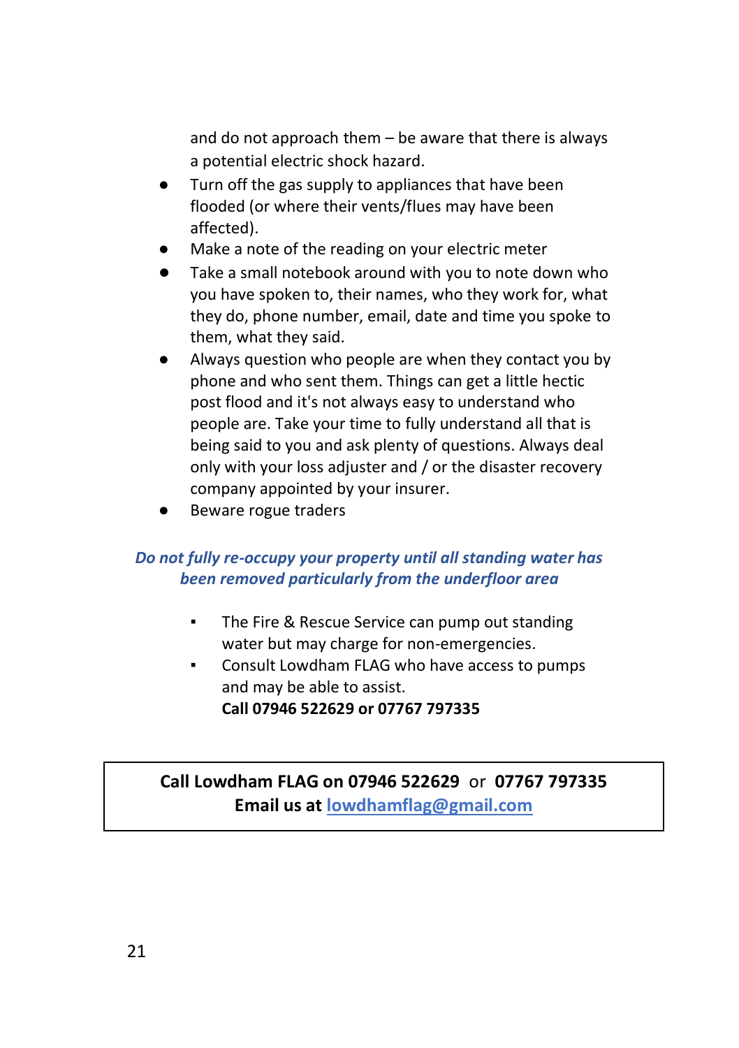and do not approach them – be aware that there is always a potential electric shock hazard.

- Turn off the gas supply to appliances that have been flooded (or where their vents/flues may have been affected).
- Make a note of the reading on your electric meter
- Take a small notebook around with you to note down who you have spoken to, their names, who they work for, what they do, phone number, email, date and time you spoke to them, what they said.
- Always question who people are when they contact you by phone and who sent them. Things can get a little hectic post flood and it's not always easy to understand who people are. Take your time to fully understand all that is being said to you and ask plenty of questions. Always deal only with your loss adjuster and / or the disaster recovery company appointed by your insurer.
- Beware rogue traders

***Do not fully re-occupy your property until all standing water has been removed particularly from the underfloor area***

- The Fire & Rescue Service can pump out standing water but may charge for non-emergencies.
- Consult Lowdham FLAG who have access to pumps and may be able to assist.
  **Call 07946 522629 or 07767 797335**

**Call Lowdham FLAG on 07946 522629** or **07767 797335**
**Email us at lowdhamflag@gmail.com**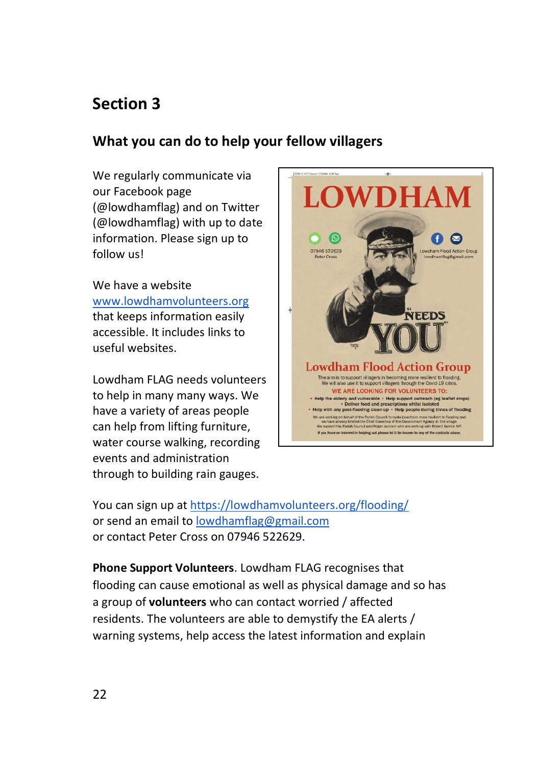## Section 3

### What you can do to help your fellow villagers

We regularly communicate via our Facebook page (@lowdhamflag) and on Twitter (@lowdhamflag) with up to date information. Please sign up to follow us!

We have a website www.lowdhamvolunteers.org that keeps information easily accessible. It includes links to useful websites.

Lowdham FLAG needs volunteers to help in many many ways. We have a variety of areas people can help from lifting furniture, water course walking, recording events and administration through to building rain gauges.

You can sign up at https://lowdhamvolunteers.org/flooding/
or send an email to lowdhamflag@gmail.com
or contact Peter Cross on 07946 522629.

**Phone Support Volunteers**. Lowdham FLAG recognises that flooding can cause emotional as well as physical damage and so has a group of **volunteers** who can contact worried / affected residents. The volunteers are able to demystify the EA alerts / warning systems, help access the latest information and explain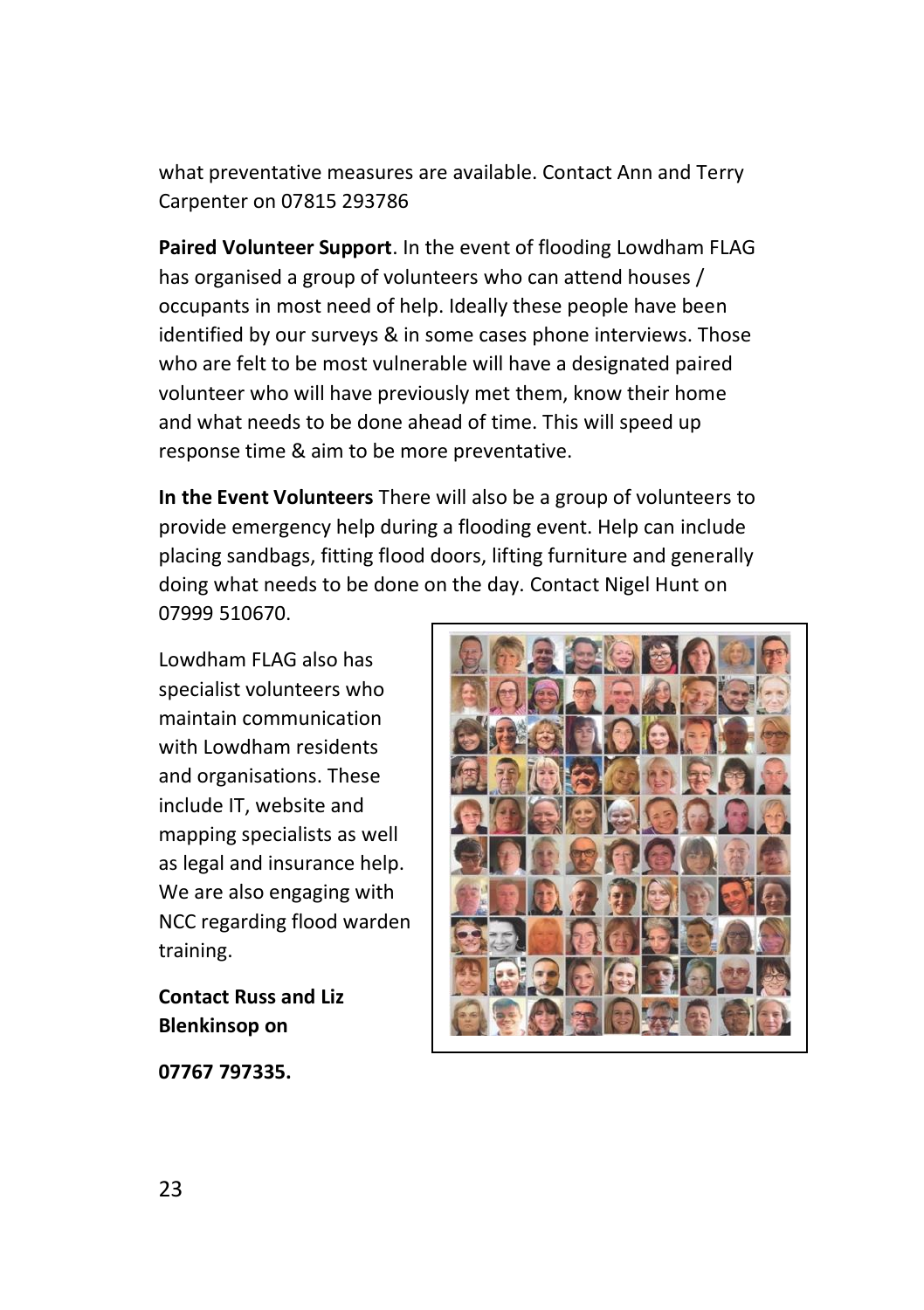what preventative measures are available. Contact Ann and Terry Carpenter on 07815 293786

**Paired Volunteer Support**. In the event of flooding Lowdham FLAG has organised a group of volunteers who can attend houses / occupants in most need of help. Ideally these people have been identified by our surveys & in some cases phone interviews. Those who are felt to be most vulnerable will have a designated paired volunteer who will have previously met them, know their home and what needs to be done ahead of time. This will speed up response time & aim to be more preventative.

**In the Event Volunteers** There will also be a group of volunteers to provide emergency help during a flooding event. Help can include placing sandbags, fitting flood doors, lifting furniture and generally doing what needs to be done on the day. Contact Nigel Hunt on 07999 510670.

Lowdham FLAG also has specialist volunteers who maintain communication with Lowdham residents and organisations. These include IT, website and mapping specialists as well as legal and insurance help. We are also engaging with NCC regarding flood warden training.

**Contact Russ and Liz Blenkinsop on**

**07767 797335.**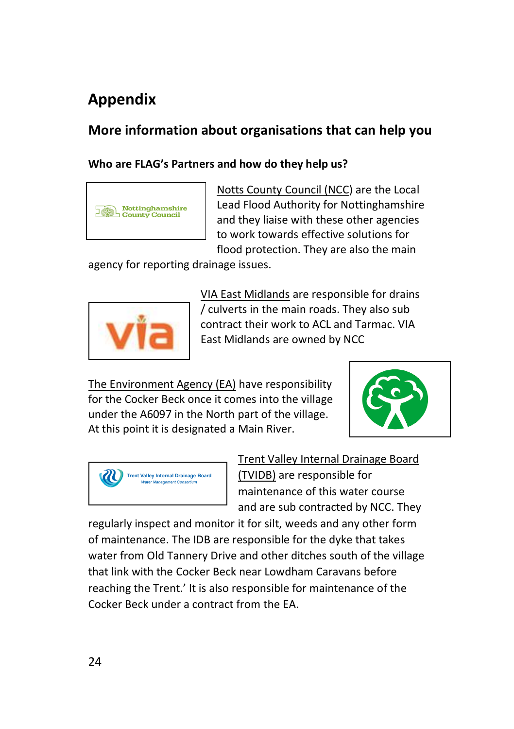# Appendix

## More information about organisations that can help you

### Who are FLAG's Partners and how do they help us?

Notts County Council (NCC) are the Local Lead Flood Authority for Nottinghamshire and they liaise with these other agencies to work towards effective solutions for flood protection. They are also the main agency for reporting drainage issues.

VIA East Midlands are responsible for drains / culverts in the main roads. They also sub contract their work to ACL and Tarmac. VIA East Midlands are owned by NCC

The Environment Agency (EA) have responsibility for the Cocker Beck once it comes into the village under the A6097 in the North part of the village. At this point it is designated a Main River.

Trent Valley Internal Drainage Board (TVIDB) are responsible for maintenance of this water course and are sub contracted by NCC. They regularly inspect and monitor it for silt, weeds and any other form of maintenance. The IDB are responsible for the dyke that takes water from Old Tannery Drive and other ditches south of the village that link with the Cocker Beck near Lowdham Caravans before reaching the Trent.' It is also responsible for maintenance of the Cocker Beck under a contract from the EA.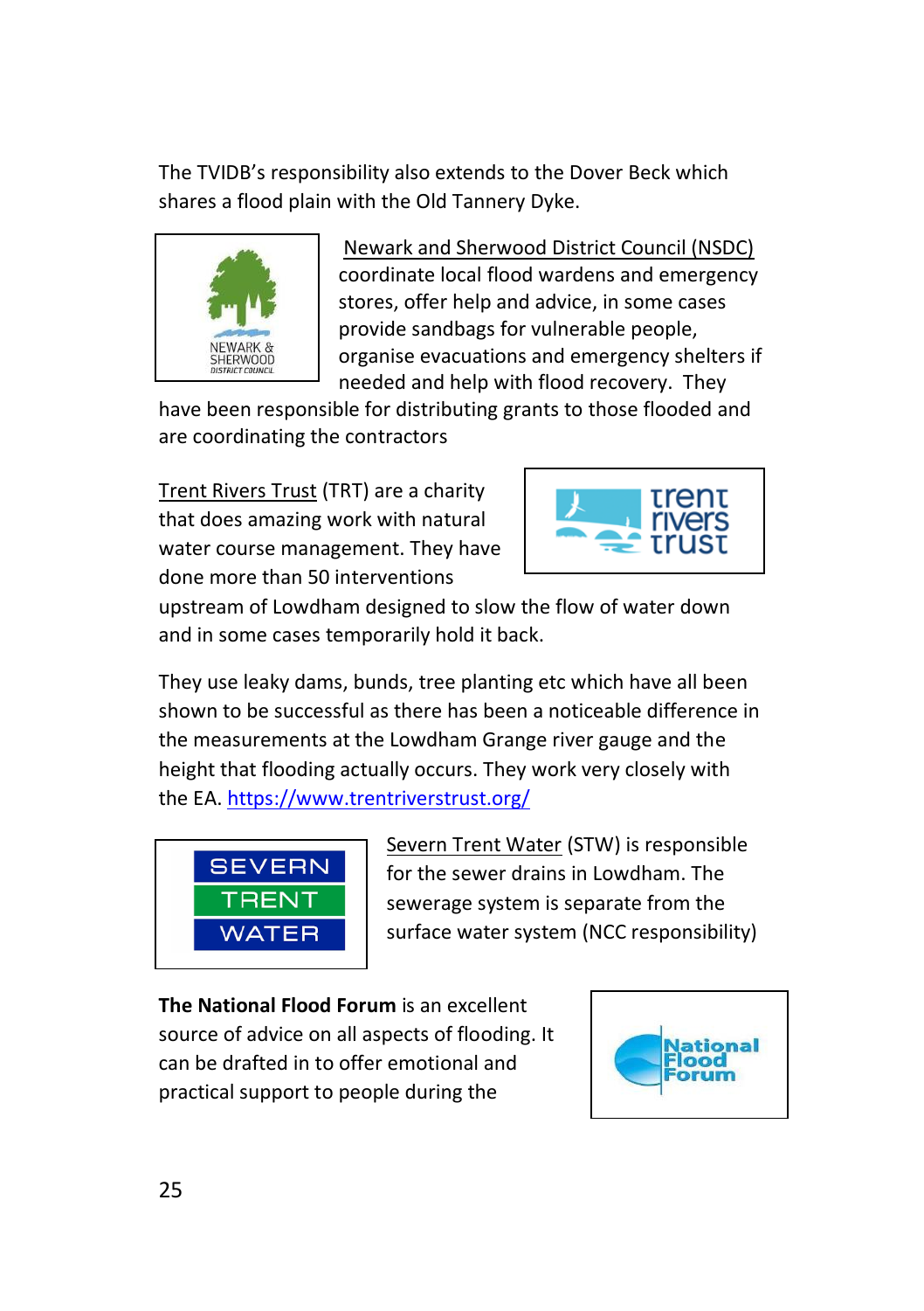The TVIDB's responsibility also extends to the Dover Beck which shares a flood plain with the Old Tannery Dyke.

Newark and Sherwood District Council (NSDC) coordinate local flood wardens and emergency stores, offer help and advice, in some cases provide sandbags for vulnerable people, organise evacuations and emergency shelters if needed and help with flood recovery. They have been responsible for distributing grants to those flooded and are coordinating the contractors

Trent Rivers Trust (TRT) are a charity that does amazing work with natural water course management. They have done more than 50 interventions upstream of Lowdham designed to slow the flow of water down and in some cases temporarily hold it back.

They use leaky dams, bunds, tree planting etc which have all been shown to be successful as there has been a noticeable difference in the measurements at the Lowdham Grange river gauge and the height that flooding actually occurs. They work very closely with the EA. https://www.trentriverstrust.org/

Severn Trent Water (STW) is responsible for the sewer drains in Lowdham. The sewerage system is separate from the surface water system (NCC responsibility)

**The National Flood Forum** is an excellent source of advice on all aspects of flooding. It can be drafted in to offer emotional and practical support to people during the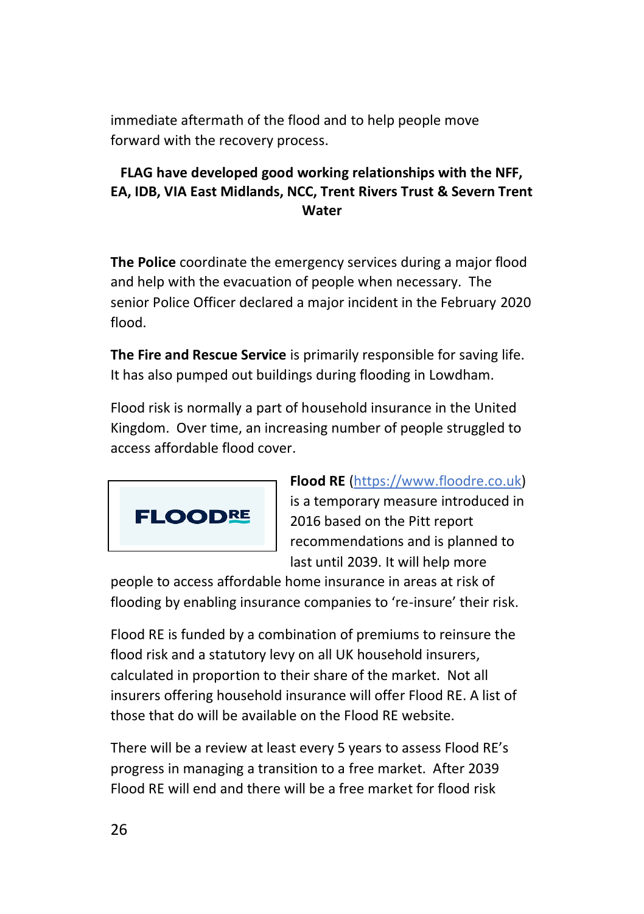immediate aftermath of the flood and to help people move forward with the recovery process.

**FLAG have developed good working relationships with the NFF, EA, IDB, VIA East Midlands, NCC, Trent Rivers Trust & Severn Trent Water**

**The Police** coordinate the emergency services during a major flood and help with the evacuation of people when necessary. The senior Police Officer declared a major incident in the February 2020 flood.

**The Fire and Rescue Service** is primarily responsible for saving life. It has also pumped out buildings during flooding in Lowdham.

Flood risk is normally a part of household insurance in the United Kingdom. Over time, an increasing number of people struggled to access affordable flood cover.

**Flood RE** (https://www.floodre.co.uk) is a temporary measure introduced in 2016 based on the Pitt report recommendations and is planned to last until 2039. It will help more people to access affordable home insurance in areas at risk of flooding by enabling insurance companies to 're-insure' their risk.

Flood RE is funded by a combination of premiums to reinsure the flood risk and a statutory levy on all UK household insurers, calculated in proportion to their share of the market. Not all insurers offering household insurance will offer Flood RE. A list of those that do will be available on the Flood RE website.

There will be a review at least every 5 years to assess Flood RE's progress in managing a transition to a free market. After 2039 Flood RE will end and there will be a free market for flood risk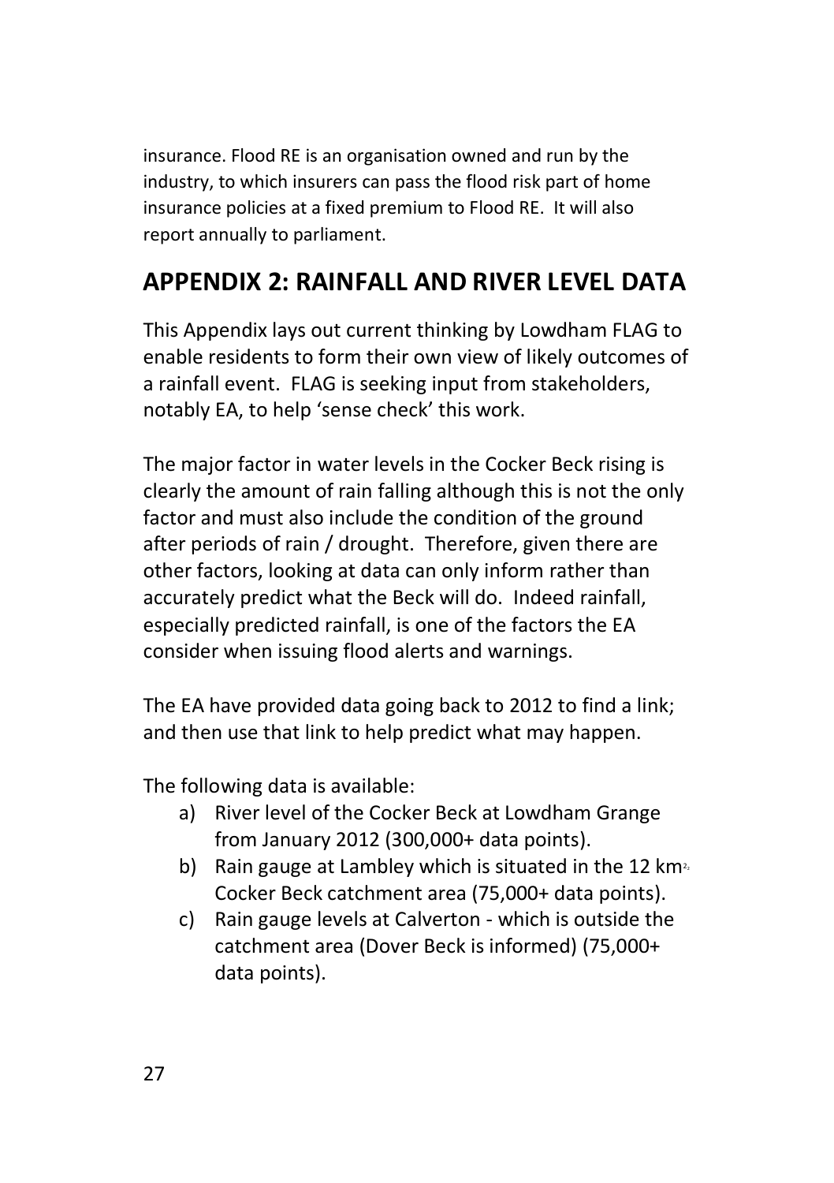insurance. Flood RE is an organisation owned and run by the industry, to which insurers can pass the flood risk part of home insurance policies at a fixed premium to Flood RE. It will also report annually to parliament.

## APPENDIX 2: RAINFALL AND RIVER LEVEL DATA

This Appendix lays out current thinking by Lowdham FLAG to enable residents to form their own view of likely outcomes of a rainfall event. FLAG is seeking input from stakeholders, notably EA, to help 'sense check' this work.

The major factor in water levels in the Cocker Beck rising is clearly the amount of rain falling although this is not the only factor and must also include the condition of the ground after periods of rain / drought. Therefore, given there are other factors, looking at data can only inform rather than accurately predict what the Beck will do. Indeed rainfall, especially predicted rainfall, is one of the factors the EA consider when issuing flood alerts and warnings.

The EA have provided data going back to 2012 to find a link; and then use that link to help predict what may happen.

The following data is available:

a) River level of the Cocker Beck at Lowdham Grange from January 2012 (300,000+ data points).
b) Rain gauge at Lambley which is situated in the 12 $km^2$ Cocker Beck catchment area (75,000+ data points).
c) Rain gauge levels at Calverton - which is outside the catchment area (Dover Beck is informed) (75,000+ data points).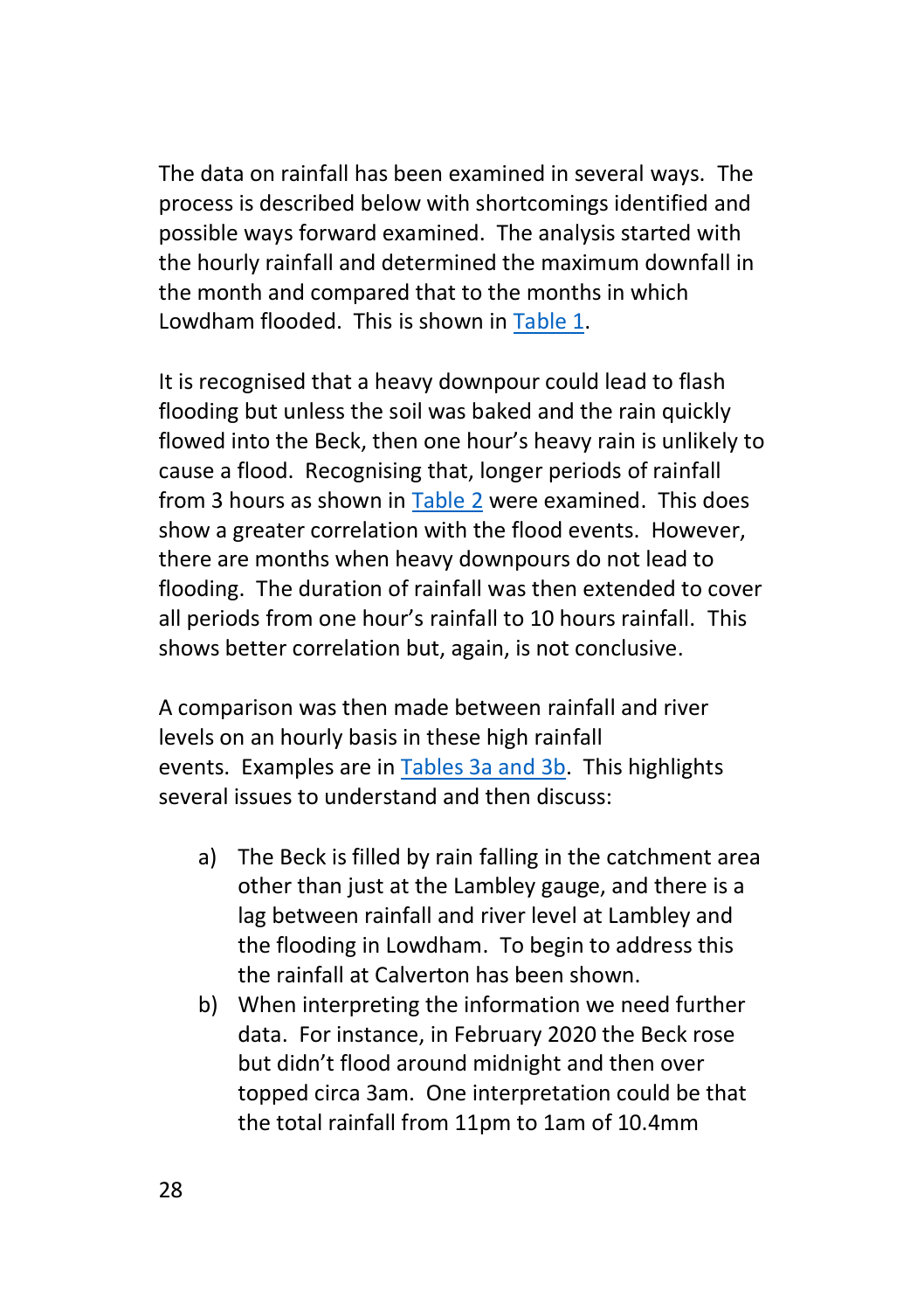The data on rainfall has been examined in several ways. The process is described below with shortcomings identified and possible ways forward examined. The analysis started with the hourly rainfall and determined the maximum downfall in the month and compared that to the months in which Lowdham flooded. This is shown in Table 1.

It is recognised that a heavy downpour could lead to flash flooding but unless the soil was baked and the rain quickly flowed into the Beck, then one hour's heavy rain is unlikely to cause a flood. Recognising that, longer periods of rainfall from 3 hours as shown in Table 2 were examined. This does show a greater correlation with the flood events. However, there are months when heavy downpours do not lead to flooding. The duration of rainfall was then extended to cover all periods from one hour's rainfall to 10 hours rainfall. This shows better correlation but, again, is not conclusive.

A comparison was then made between rainfall and river levels on an hourly basis in these high rainfall events. Examples are in Tables 3a and 3b. This highlights several issues to understand and then discuss:

a) The Beck is filled by rain falling in the catchment area other than just at the Lambley gauge, and there is a lag between rainfall and river level at Lambley and the flooding in Lowdham. To begin to address this the rainfall at Calverton has been shown.
b) When interpreting the information we need further data. For instance, in February 2020 the Beck rose but didn't flood around midnight and then over topped circa 3am. One interpretation could be that the total rainfall from 11pm to 1am of 10.4mm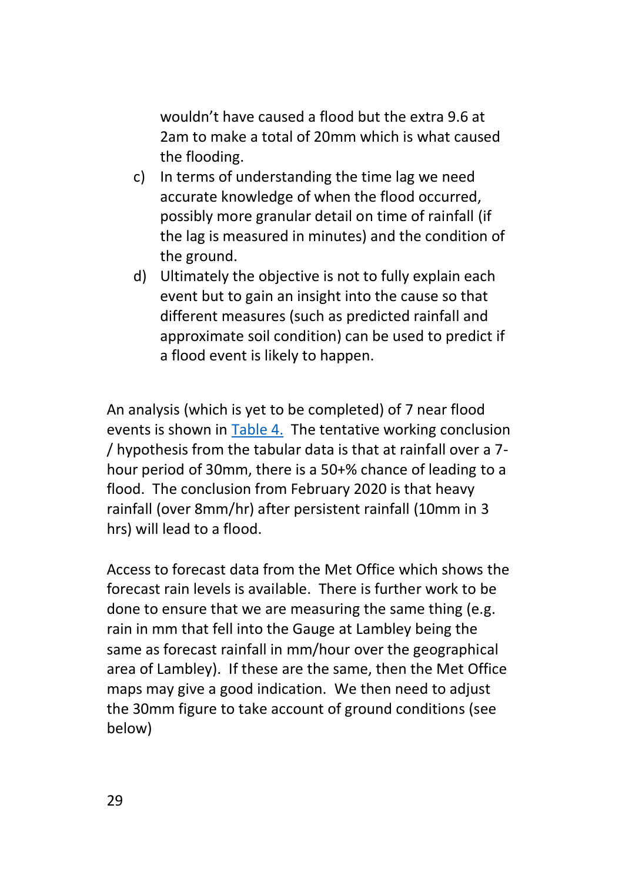wouldn't have caused a flood but the extra 9.6 at 2am to make a total of 20mm which is what caused the flooding.

c) In terms of understanding the time lag we need accurate knowledge of when the flood occurred, possibly more granular detail on time of rainfall (if the lag is measured in minutes) and the condition of the ground.
d) Ultimately the objective is not to fully explain each event but to gain an insight into the cause so that different measures (such as predicted rainfall and approximate soil condition) can be used to predict if a flood event is likely to happen.

An analysis (which is yet to be completed) of 7 near flood events is shown in Table 4. The tentative working conclusion / hypothesis from the tabular data is that at rainfall over a 7-hour period of 30mm, there is a 50+% chance of leading to a flood. The conclusion from February 2020 is that heavy rainfall (over 8mm/hr) after persistent rainfall (10mm in 3 hrs) will lead to a flood.

Access to forecast data from the Met Office which shows the forecast rain levels is available. There is further work to be done to ensure that we are measuring the same thing (e.g. rain in mm that fell into the Gauge at Lambley being the same as forecast rainfall in mm/hour over the geographical area of Lambley). If these are the same, then the Met Office maps may give a good indication. We then need to adjust the 30mm figure to take account of ground conditions (see below)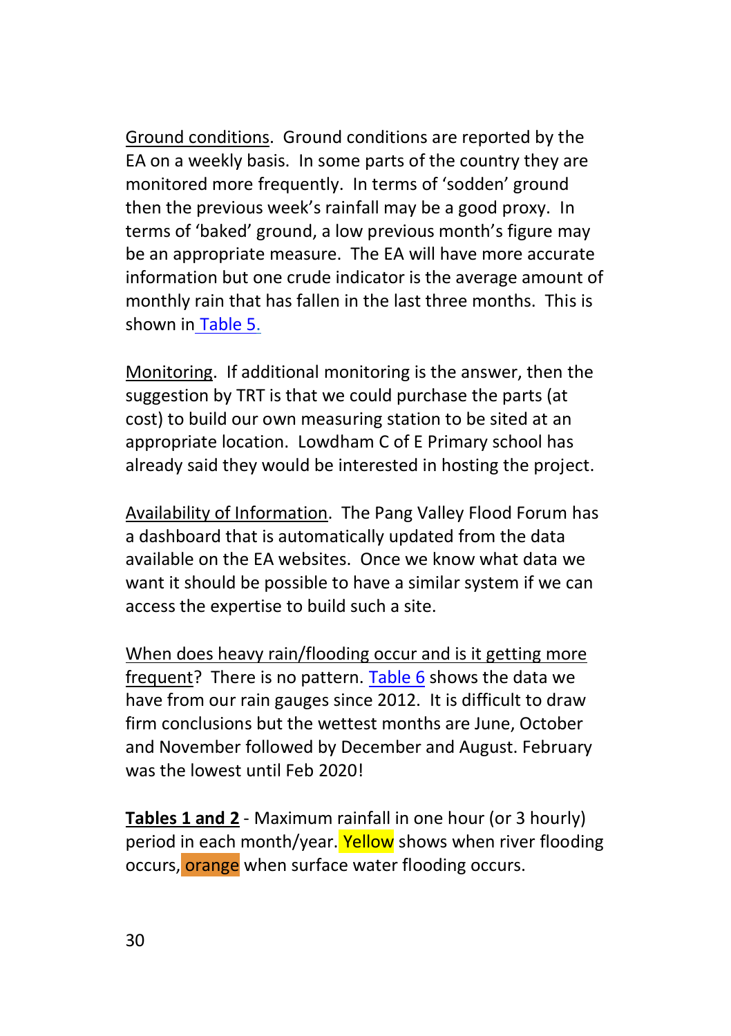Ground conditions. Ground conditions are reported by the EA on a weekly basis. In some parts of the country they are monitored more frequently. In terms of 'sodden' ground then the previous week's rainfall may be a good proxy. In terms of 'baked' ground, a low previous month's figure may be an appropriate measure. The EA will have more accurate information but one crude indicator is the average amount of monthly rain that has fallen in the last three months. This is shown in Table 5.

Monitoring. If additional monitoring is the answer, then the suggestion by TRT is that we could purchase the parts (at cost) to build our own measuring station to be sited at an appropriate location. Lowdham C of E Primary school has already said they would be interested in hosting the project.

Availability of Information. The Pang Valley Flood Forum has a dashboard that is automatically updated from the data available on the EA websites. Once we know what data we want it should be possible to have a similar system if we can access the expertise to build such a site.

When does heavy rain/flooding occur and is it getting more frequent? There is no pattern. Table 6 shows the data we have from our rain gauges since 2012. It is difficult to draw firm conclusions but the wettest months are June, October and November followed by December and August. February was the lowest until Feb 2020!

**Tables 1 and 2** - Maximum rainfall in one hour (or 3 hourly) period in each month/year. Yellow shows when river flooding occurs, orange when surface water flooding occurs.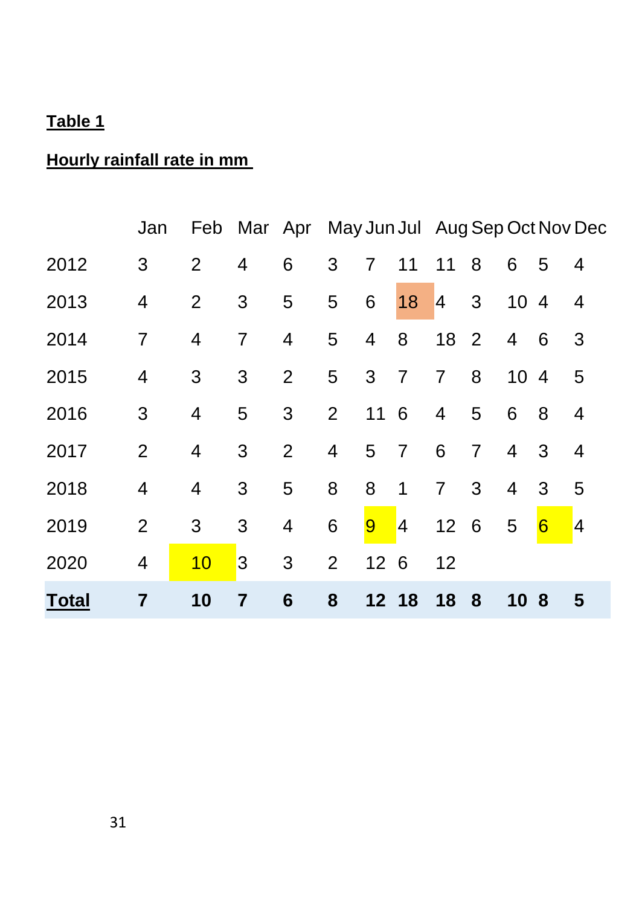**Table 1**

**Hourly rainfall rate in mm**

| | Jan | Feb | Mar | Apr | May | Jun | Jul | Aug | Sep | Oct | Nov | Dec |
|---|---|---|---|---|---|---|---|---|---|---|---|---|
| 2012 | 3 | 2 | 4 | 6 | 3 | 7 | 11 | 11 | 8 | 6 | 5 | 4 |
| 2013 | 4 | 2 | 3 | 5 | 5 | 6 | 18 | 4 | 3 | 10 | 4 | 4 |
| 2014 | 7 | 4 | 7 | 4 | 5 | 4 | 8 | 18 | 2 | 4 | 6 | 3 |
| 2015 | 4 | 3 | 3 | 2 | 5 | 3 | 7 | 7 | 8 | 10 | 4 | 5 |
| 2016 | 3 | 4 | 5 | 3 | 2 | 11 | 6 | 4 | 5 | 6 | 8 | 4 |
| 2017 | 2 | 4 | 3 | 2 | 4 | 5 | 7 | 6 | 7 | 4 | 3 | 4 |
| 2018 | 4 | 4 | 3 | 5 | 8 | 8 | 1 | 7 | 3 | 4 | 3 | 5 |
| 2019 | 2 | 3 | 3 | 4 | 6 | 9 | 4 | 12 | 6 | 5 | 6 | 4 |
| 2020 | 4 | 10 | 3 | 3 | 2 | 12 | 6 | 12 | | | | |
| **Total** | **7** | **10** | **7** | **6** | **8** | **12** | **18** | **18** | **8** | **10** | **8** | **5** |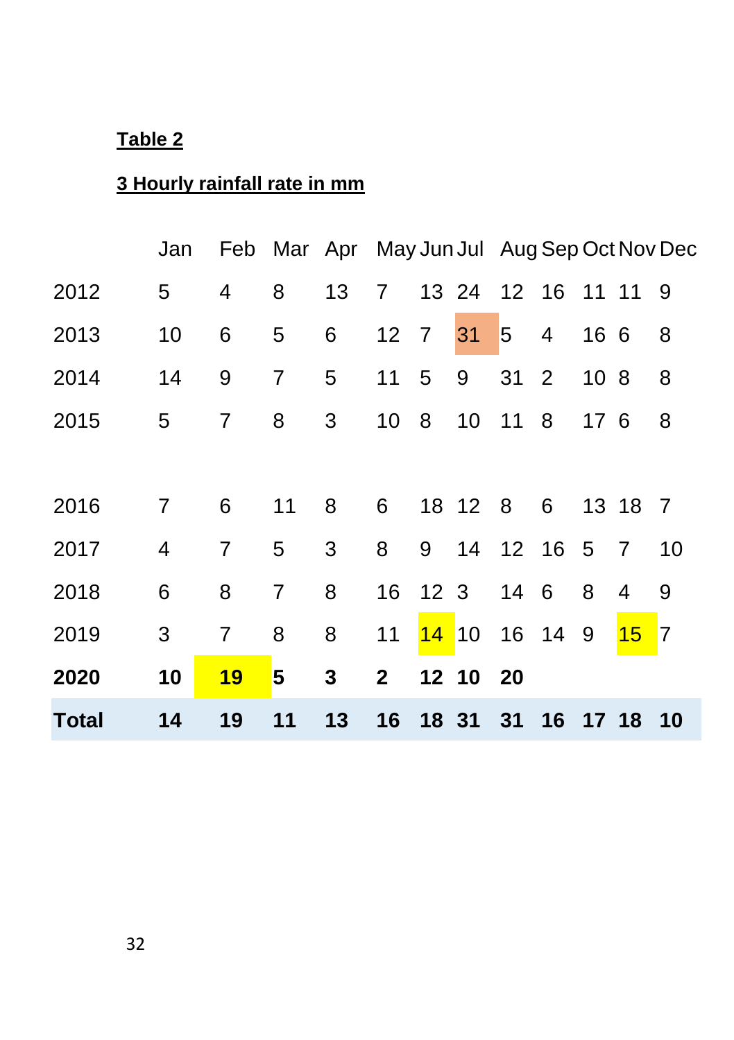**Table 2**

**3 Hourly rainfall rate in mm**

| | Jan | Feb | Mar | Apr | May | Jun | Jul | Aug | Sep | Oct | Nov | Dec |
|---|---|---|---|---|---|---|---|---|---|---|---|---|
| 2012 | 5 | 4 | 8 | 13 | 7 | 13 | 24 | 12 | 16 | 11 | 11 | 9 |
| 2013 | 10 | 6 | 5 | 6 | 12 | 7 | 31 | 5 | 4 | 16 | 6 | 8 |
| 2014 | 14 | 9 | 7 | 5 | 11 | 5 | 9 | 31 | 2 | 10 | 8 | 8 |
| 2015 | 5 | 7 | 8 | 3 | 10 | 8 | 10 | 11 | 8 | 17 | 6 | 8 |
| 2016 | 7 | 6 | 11 | 8 | 6 | 18 | 12 | 8 | 6 | 13 | 18 | 7 |
| 2017 | 4 | 7 | 5 | 3 | 8 | 9 | 14 | 12 | 16 | 5 | 7 | 10 |
| 2018 | 6 | 8 | 7 | 8 | 16 | 12 | 3 | 14 | 6 | 8 | 4 | 9 |
| 2019 | 3 | 7 | 8 | 8 | 11 | 14 | 10 | 16 | 14 | 9 | 15 | 7 |
| **2020** | **10** | **19** | **5** | **3** | **2** | **12** | **10** | **20** | | | | |
| **Total** | **14** | **19** | **11** | **13** | **16** | **18** | **31** | **31** | **16** | **17** | **18** | **10** |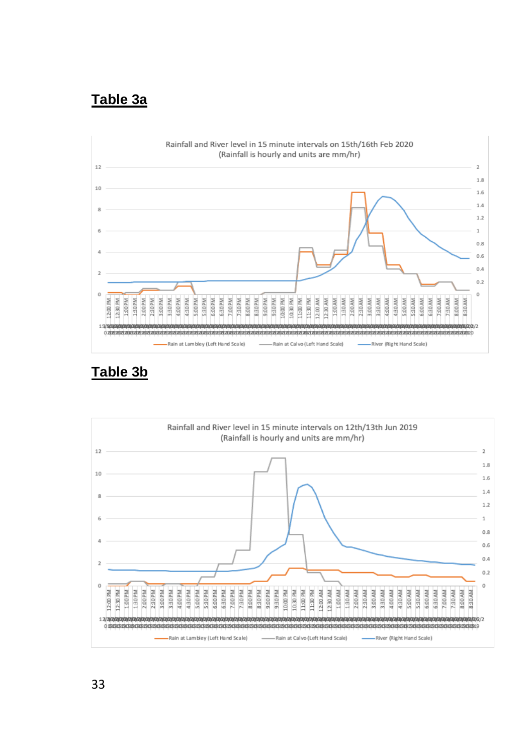## Table 3a

Rainfall and River level in 15 minute intervals on 15th/16th Feb 2020
(Rainfall is hourly and units are mm/hr)

Rain at Lambley (Left Hand Scale) — Rain at Calvo (Left Hand Scale) — River (Right Hand Scale)

## Table 3b

Rainfall and River level in 15 minute intervals on 12th/13th Jun 2019
(Rainfall is hourly and units are mm/hr)

Rain at Lambley (Left Hand Scale) — Rain at Calvo (Left Hand Scale) — River (Right Hand Scale)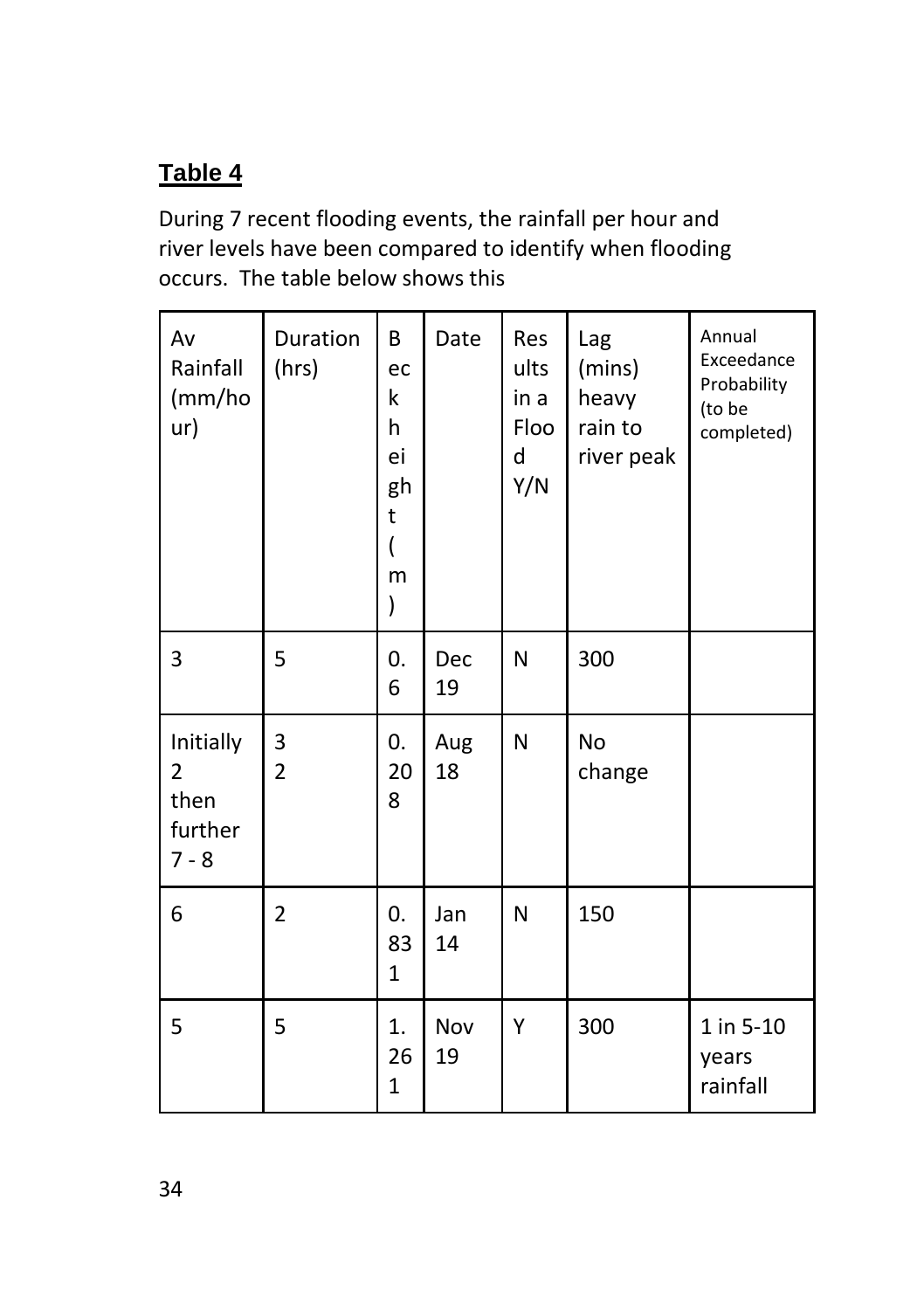## Table 4

During 7 recent flooding events, the rainfall per hour and river levels have been compared to identify when flooding occurs. The table below shows this

| Av Rainfall (mm/hour) | Duration (hrs) | Beck height (m) | Date | Results in a Flood Y/N | Lag (mins) heavy rain to river peak | Annual Exceedance Probability (to be completed) |
|---|---|---|---|---|---|---|
| 3 | 5 | 0.6 | Dec 19 | N | 300 | |
| Initially 2 then further 7 - 8 | 3 2 | 0.208 | Aug 18 | N | No change | |
| 6 | 2 | 0.831 | Jan 14 | N | 150 | |
| 5 | 5 | 1.261 | Nov 19 | Y | 300 | 1 in 5-10 years rainfall |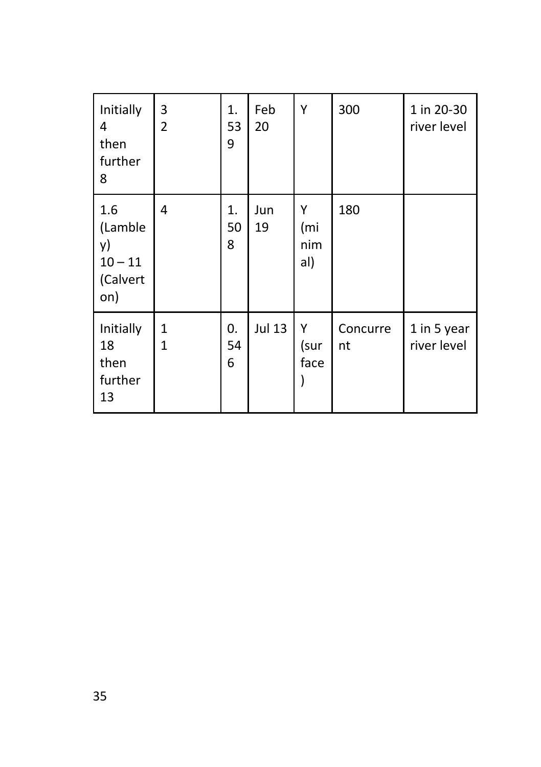| Initially 4 then further 8 | 32 | 1.539 | Feb 20 | Y | 300 | 1 in 20-30 river level |
|---|---|---|---|---|---|---|
| 1.6 (Lambley) 10 – 11 (Calverton) | 4 | 1.508 | Jun 19 | Y (minimal) | 180 | |
| Initially 18 then further 13 | 11 | 0.546 | Jul 13 | Y (surface) | Concurrent | 1 in 5 year river level |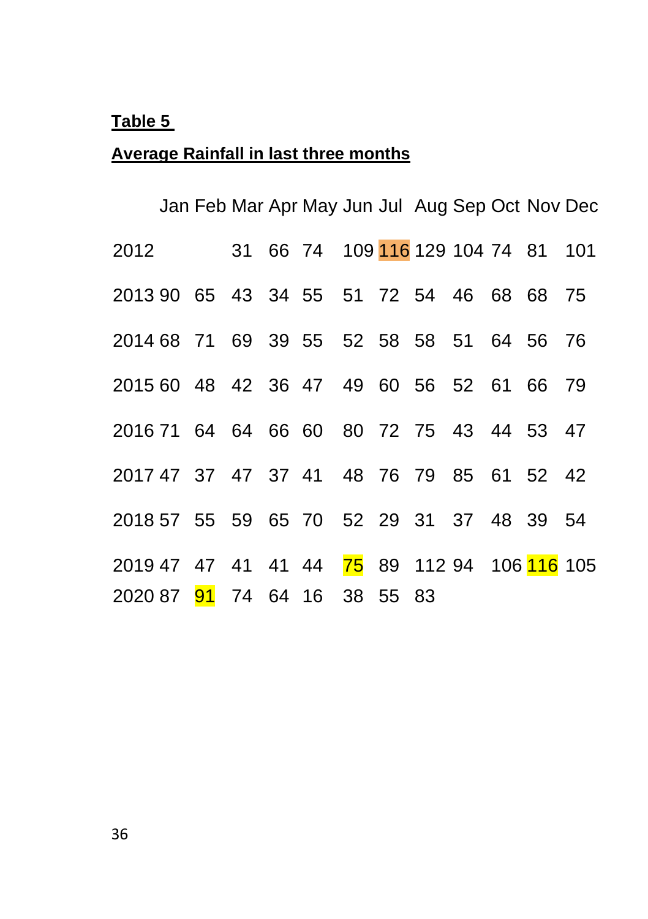**Table 5**

**Average Rainfall in last three months**

| | Jan | Feb | Mar | Apr | May | Jun | Jul | Aug | Sep | Oct | Nov | Dec |
|---|---|---|---|---|---|---|---|---|---|---|---|---|
| 2012 | | | 31 | 66 | 74 | 109 | 116 | 129 | 104 | 74 | 81 | 101 |
| 2013 | 90 | 65 | 43 | 34 | 55 | 51 | 72 | 54 | 46 | 68 | 68 | 75 |
| 2014 | 68 | 71 | 69 | 39 | 55 | 52 | 58 | 58 | 51 | 64 | 56 | 76 |
| 2015 | 60 | 48 | 42 | 36 | 47 | 49 | 60 | 56 | 52 | 61 | 66 | 79 |
| 2016 | 71 | 64 | 64 | 66 | 60 | 80 | 72 | 75 | 43 | 44 | 53 | 47 |
| 2017 | 47 | 37 | 47 | 37 | 41 | 48 | 76 | 79 | 85 | 61 | 52 | 42 |
| 2018 | 57 | 55 | 59 | 65 | 70 | 52 | 29 | 31 | 37 | 48 | 39 | 54 |
| 2019 | 47 | 47 | 41 | 41 | 44 | 75 | 89 | 112 | 94 | 106 | 116 | 105 |
| 2020 | 87 | 91 | 74 | 64 | 16 | 38 | 55 | 83 | | | | |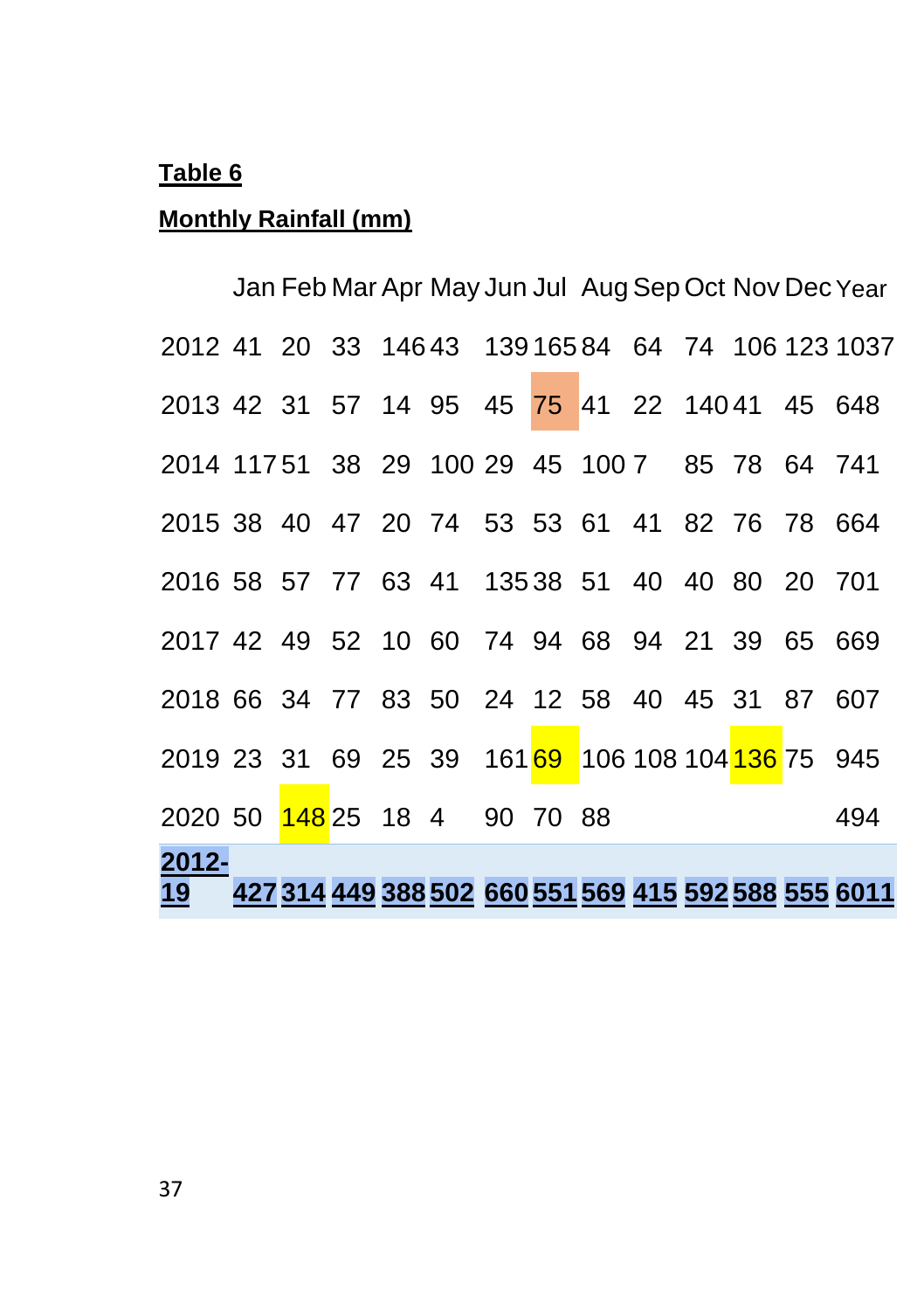**Table 6**

**Monthly Rainfall (mm)**

| | Jan | Feb | Mar | Apr | May | Jun | Jul | Aug | Sep | Oct | Nov | Dec | Year |
|---|---|---|---|---|---|---|---|---|---|---|---|---|---|
| 2012 | 41 | 20 | 33 | 146 | 43 | 139 | 165 | 84 | 64 | 74 | 106 | 123 | 1037 |
| 2013 | 42 | 31 | 57 | 14 | 95 | 45 | 75 | 41 | 22 | 140 | 41 | 45 | 648 |
| 2014 | 117 | 51 | 38 | 29 | 100 | 29 | 45 | 100 | 7 | 85 | 78 | 64 | 741 |
| 2015 | 38 | 40 | 47 | 20 | 74 | 53 | 53 | 61 | 41 | 82 | 76 | 78 | 664 |
| 2016 | 58 | 57 | 77 | 63 | 41 | 135 | 38 | 51 | 40 | 40 | 80 | 20 | 701 |
| 2017 | 42 | 49 | 52 | 10 | 60 | 74 | 94 | 68 | 94 | 21 | 39 | 65 | 669 |
| 2018 | 66 | 34 | 77 | 83 | 50 | 24 | 12 | 58 | 40 | 45 | 31 | 87 | 607 |
| 2019 | 23 | 31 | 69 | 25 | 39 | 161 | 69 | 106 | 108 | 104 | 136 | 75 | 945 |
| 2020 | 50 | 148 | 25 | 18 | 4 | 90 | 70 | 88 | | | | | 494 |
| **2012-19** | **427** | **314** | **449** | **388** | **502** | **660** | **551** | **569** | **415** | **592** | **588** | **555** | **6011** |